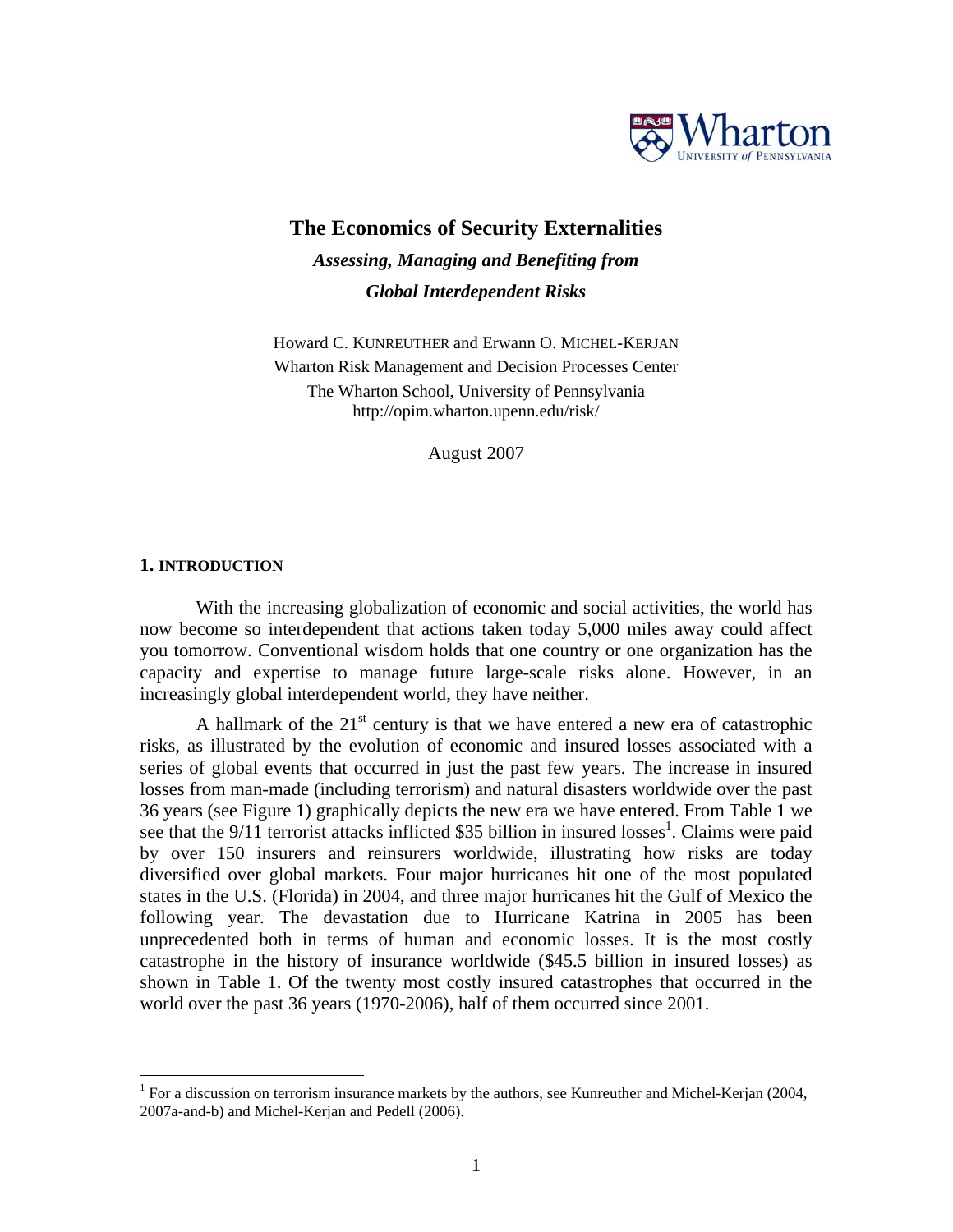# The Economics of Security Externalities

***Assessing, Managing and Benefiting from***

***Global Interdependent Risks***

Howard C. KUNREUTHER and Erwann O. MICHEL-KERJAN
Wharton Risk Management and Decision Processes Center
The Wharton School, University of Pennsylvania
http://opim.wharton.upenn.edu/risk/

August 2007

## 1. INTRODUCTION

With the increasing globalization of economic and social activities, the world has now become so interdependent that actions taken today 5,000 miles away could affect you tomorrow. Conventional wisdom holds that one country or one organization has the capacity and expertise to manage future large-scale risks alone. However, in an increasingly global interdependent world, they have neither.

A hallmark of the 21st century is that we have entered a new era of catastrophic risks, as illustrated by the evolution of economic and insured losses associated with a series of global events that occurred in just the past few years. The increase in insured losses from man-made (including terrorism) and natural disasters worldwide over the past 36 years (see Figure 1) graphically depicts the new era we have entered. From Table 1 we see that the 9/11 terrorist attacks inflicted $35 billion in insured losses[1]. Claims were paid by over 150 insurers and reinsurers worldwide, illustrating how risks are today diversified over global markets. Four major hurricanes hit one of the most populated states in the U.S. (Florida) in 2004, and three major hurricanes hit the Gulf of Mexico the following year. The devastation due to Hurricane Katrina in 2005 has been unprecedented both in terms of human and economic losses. It is the most costly catastrophe in the history of insurance worldwide ($45.5 billion in insured losses) as shown in Table 1. Of the twenty most costly insured catastrophes that occurred in the world over the past 36 years (1970-2006), half of them occurred since 2001.

[1] For a discussion on terrorism insurance markets by the authors, see Kunreuther and Michel-Kerjan (2004, 2007a-and-b) and Michel-Kerjan and Pedell (2006).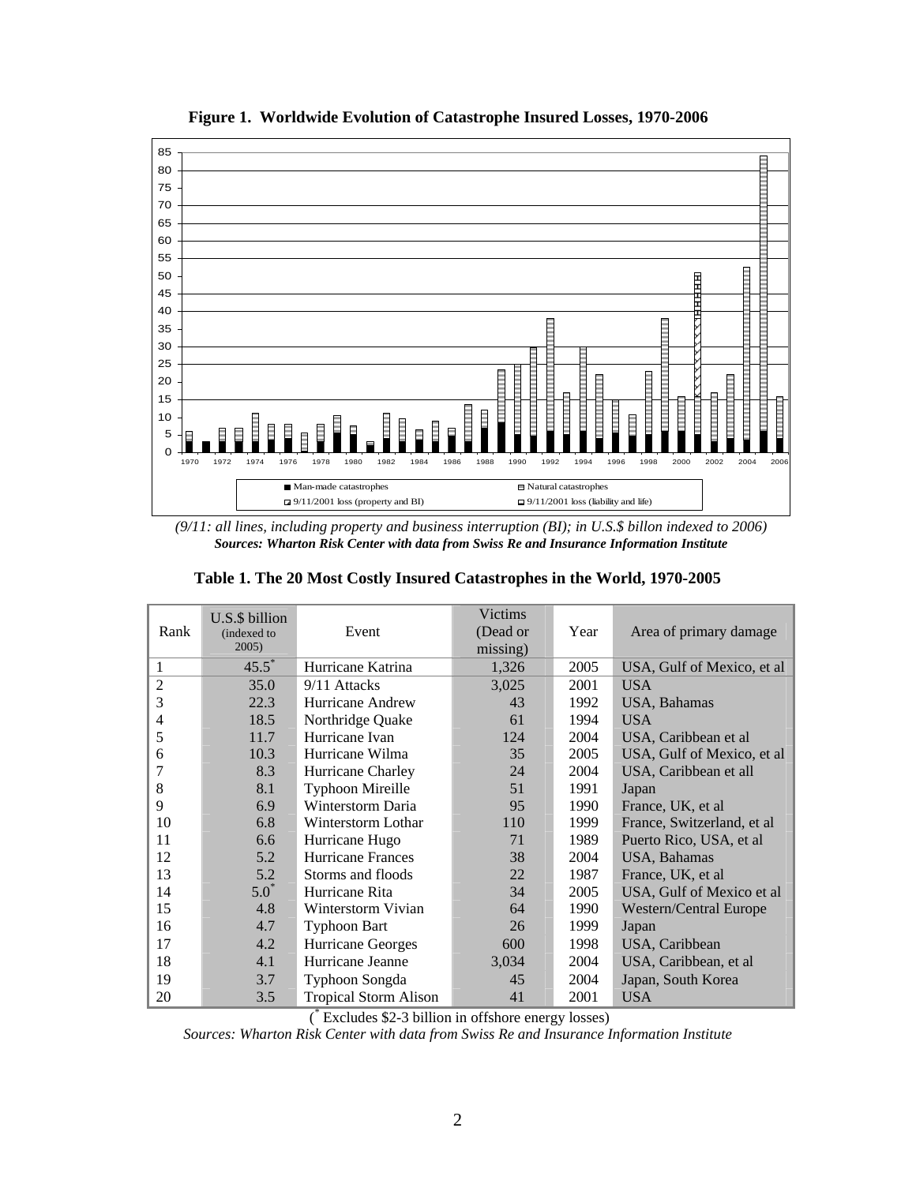**Figure 1. Worldwide Evolution of Catastrophe Insured Losses, 1970-2006**

*(9/11: all lines, including property and business interruption (BI); in U.S.$ billon indexed to 2006)*
***Sources: Wharton Risk Center with data from Swiss Re and Insurance Information Institute***

**Table 1. The 20 Most Costly Insured Catastrophes in the World, 1970-2005**

| Rank | U.S.$ billion (indexed to 2005) | Event | Victims (Dead or missing) | Year | Area of primary damage |
|---|---|---|---|---|---|
| 1 | 45.5* | Hurricane Katrina | 1,326 | 2005 | USA, Gulf of Mexico, et al |
| 2 | 35.0 | 9/11 Attacks | 3,025 | 2001 | USA |
| 3 | 22.3 | Hurricane Andrew | 43 | 1992 | USA, Bahamas |
| 4 | 18.5 | Northridge Quake | 61 | 1994 | USA |
| 5 | 11.7 | Hurricane Ivan | 124 | 2004 | USA, Caribbean et al |
| 6 | 10.3 | Hurricane Wilma | 35 | 2005 | USA, Gulf of Mexico, et al |
| 7 | 8.3 | Hurricane Charley | 24 | 2004 | USA, Caribbean et all |
| 8 | 8.1 | Typhoon Mireille | 51 | 1991 | Japan |
| 9 | 6.9 | Winterstorm Daria | 95 | 1990 | France, UK, et al |
| 10 | 6.8 | Winterstorm Lothar | 110 | 1999 | France, Switzerland, et al |
| 11 | 6.6 | Hurricane Hugo | 71 | 1989 | Puerto Rico, USA, et al |
| 12 | 5.2 | Hurricane Frances | 38 | 2004 | USA, Bahamas |
| 13 | 5.2 | Storms and floods | 22 | 1987 | France, UK, et al |
| 14 | 5.0* | Hurricane Rita | 34 | 2005 | USA, Gulf of Mexico et al |
| 15 | 4.8 | Winterstorm Vivian | 64 | 1990 | Western/Central Europe |
| 16 | 4.7 | Typhoon Bart | 26 | 1999 | Japan |
| 17 | 4.2 | Hurricane Georges | 600 | 1998 | USA, Caribbean |
| 18 | 4.1 | Hurricane Jeanne | 3,034 | 2004 | USA, Caribbean, et al |
| 19 | 3.7 | Typhoon Songda | 45 | 2004 | Japan, South Korea |
| 20 | 3.5 | Tropical Storm Alison | 41 | 2001 | USA |

(* Excludes $2-3 billion in offshore energy losses)

*Sources: Wharton Risk Center with data from Swiss Re and Insurance Information Institute*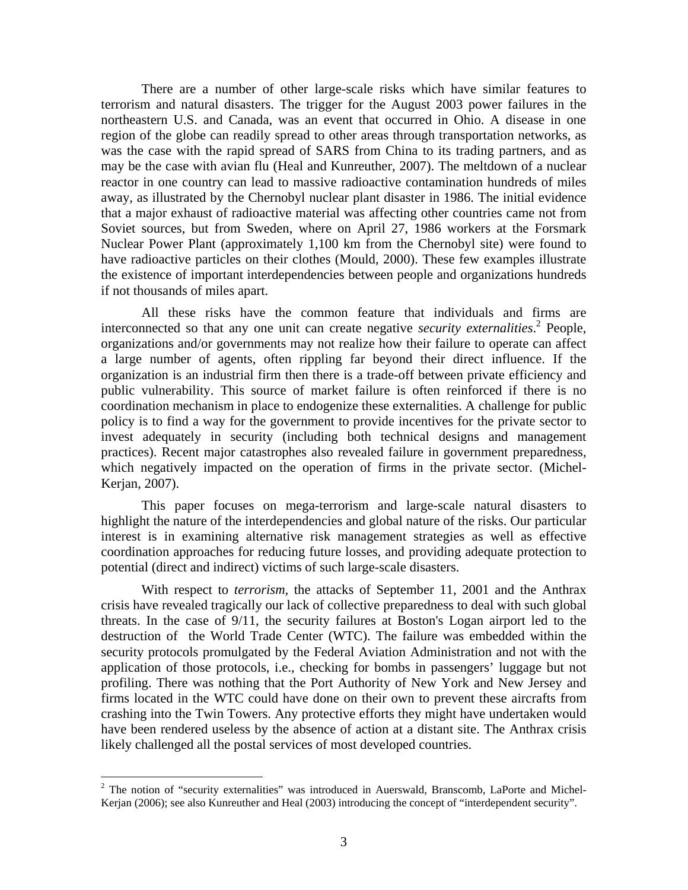There are a number of other large-scale risks which have similar features to terrorism and natural disasters. The trigger for the August 2003 power failures in the northeastern U.S. and Canada, was an event that occurred in Ohio. A disease in one region of the globe can readily spread to other areas through transportation networks, as was the case with the rapid spread of SARS from China to its trading partners, and as may be the case with avian flu (Heal and Kunreuther, 2007). The meltdown of a nuclear reactor in one country can lead to massive radioactive contamination hundreds of miles away, as illustrated by the Chernobyl nuclear plant disaster in 1986. The initial evidence that a major exhaust of radioactive material was affecting other countries came not from Soviet sources, but from Sweden, where on April 27, 1986 workers at the Forsmark Nuclear Power Plant (approximately 1,100 km from the Chernobyl site) were found to have radioactive particles on their clothes (Mould, 2000). These few examples illustrate the existence of important interdependencies between people and organizations hundreds if not thousands of miles apart.

All these risks have the common feature that individuals and firms are interconnected so that any one unit can create negative *security externalities*.[2] People, organizations and/or governments may not realize how their failure to operate can affect a large number of agents, often rippling far beyond their direct influence. If the organization is an industrial firm then there is a trade-off between private efficiency and public vulnerability. This source of market failure is often reinforced if there is no coordination mechanism in place to endogenize these externalities. A challenge for public policy is to find a way for the government to provide incentives for the private sector to invest adequately in security (including both technical designs and management practices). Recent major catastrophes also revealed failure in government preparedness, which negatively impacted on the operation of firms in the private sector. (Michel-Kerjan, 2007).

This paper focuses on mega-terrorism and large-scale natural disasters to highlight the nature of the interdependencies and global nature of the risks. Our particular interest is in examining alternative risk management strategies as well as effective coordination approaches for reducing future losses, and providing adequate protection to potential (direct and indirect) victims of such large-scale disasters.

With respect to *terrorism,* the attacks of September 11, 2001 and the Anthrax crisis have revealed tragically our lack of collective preparedness to deal with such global threats. In the case of 9/11, the security failures at Boston's Logan airport led to the destruction of the World Trade Center (WTC). The failure was embedded within the security protocols promulgated by the Federal Aviation Administration and not with the application of those protocols, i.e., checking for bombs in passengers' luggage but not profiling. There was nothing that the Port Authority of New York and New Jersey and firms located in the WTC could have done on their own to prevent these aircrafts from crashing into the Twin Towers. Any protective efforts they might have undertaken would have been rendered useless by the absence of action at a distant site. The Anthrax crisis likely challenged all the postal services of most developed countries.

---

[2] The notion of "security externalities" was introduced in Auerswald, Branscomb, LaPorte and Michel-Kerjan (2006); see also Kunreuther and Heal (2003) introducing the concept of "interdependent security".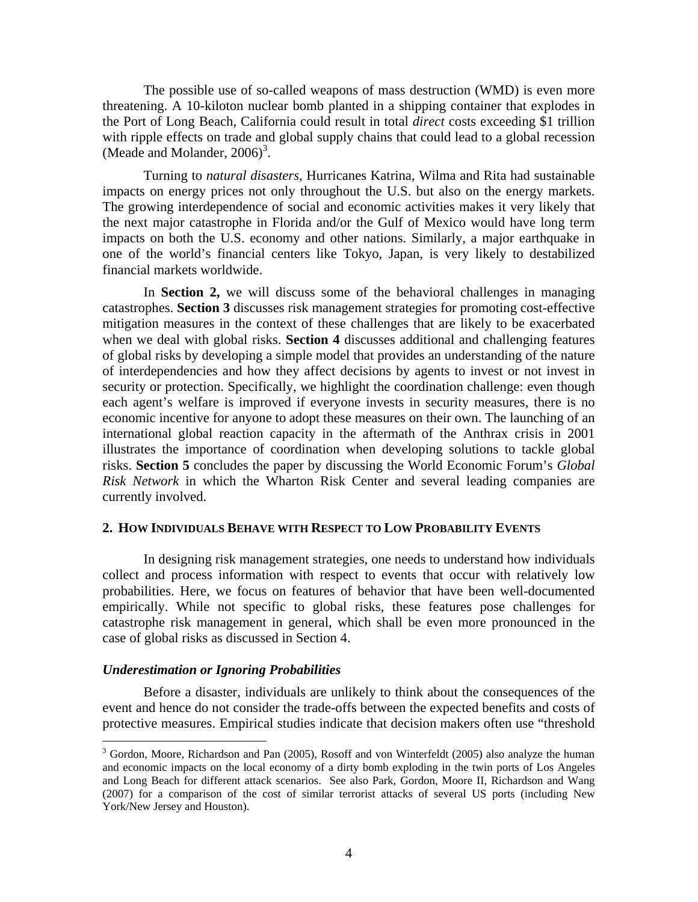The possible use of so-called weapons of mass destruction (WMD) is even more threatening. A 10-kiloton nuclear bomb planted in a shipping container that explodes in the Port of Long Beach, California could result in total *direct* costs exceeding $1 trillion with ripple effects on trade and global supply chains that could lead to a global recession (Meade and Molander, 2006)[3].

Turning to *natural disasters*, Hurricanes Katrina, Wilma and Rita had sustainable impacts on energy prices not only throughout the U.S. but also on the energy markets. The growing interdependence of social and economic activities makes it very likely that the next major catastrophe in Florida and/or the Gulf of Mexico would have long term impacts on both the U.S. economy and other nations. Similarly, a major earthquake in one of the world's financial centers like Tokyo, Japan, is very likely to destabilized financial markets worldwide.

In **Section 2,** we will discuss some of the behavioral challenges in managing catastrophes. **Section 3** discusses risk management strategies for promoting cost-effective mitigation measures in the context of these challenges that are likely to be exacerbated when we deal with global risks. **Section 4** discusses additional and challenging features of global risks by developing a simple model that provides an understanding of the nature of interdependencies and how they affect decisions by agents to invest or not invest in security or protection. Specifically, we highlight the coordination challenge: even though each agent's welfare is improved if everyone invests in security measures, there is no economic incentive for anyone to adopt these measures on their own. The launching of an international global reaction capacity in the aftermath of the Anthrax crisis in 2001 illustrates the importance of coordination when developing solutions to tackle global risks. **Section 5** concludes the paper by discussing the World Economic Forum's *Global Risk Network* in which the Wharton Risk Center and several leading companies are currently involved.

## 2. How Individuals Behave with Respect to Low Probability Events

In designing risk management strategies, one needs to understand how individuals collect and process information with respect to events that occur with relatively low probabilities. Here, we focus on features of behavior that have been well-documented empirically. While not specific to global risks, these features pose challenges for catastrophe risk management in general, which shall be even more pronounced in the case of global risks as discussed in Section 4.

### *Underestimation or Ignoring Probabilities*

Before a disaster, individuals are unlikely to think about the consequences of the event and hence do not consider the trade-offs between the expected benefits and costs of protective measures. Empirical studies indicate that decision makers often use "threshold

[3] Gordon, Moore, Richardson and Pan (2005), Rosoff and von Winterfeldt (2005) also analyze the human and economic impacts on the local economy of a dirty bomb exploding in the twin ports of Los Angeles and Long Beach for different attack scenarios. See also Park, Gordon, Moore II, Richardson and Wang (2007) for a comparison of the cost of similar terrorist attacks of several US ports (including New York/New Jersey and Houston).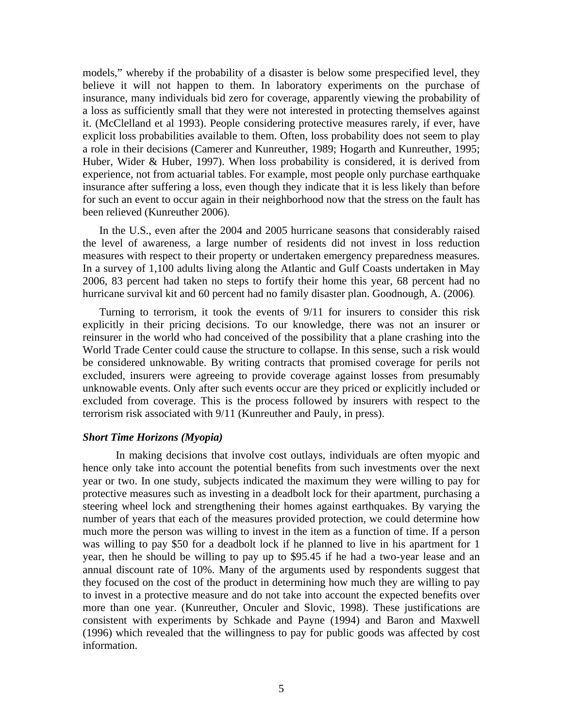models," whereby if the probability of a disaster is below some prespecified level, they believe it will not happen to them. In laboratory experiments on the purchase of insurance, many individuals bid zero for coverage, apparently viewing the probability of a loss as sufficiently small that they were not interested in protecting themselves against it. (McClelland et al 1993). People considering protective measures rarely, if ever, have explicit loss probabilities available to them. Often, loss probability does not seem to play a role in their decisions (Camerer and Kunreuther, 1989; Hogarth and Kunreuther, 1995; Huber, Wider & Huber, 1997). When loss probability is considered, it is derived from experience, not from actuarial tables. For example, most people only purchase earthquake insurance after suffering a loss, even though they indicate that it is less likely than before for such an event to occur again in their neighborhood now that the stress on the fault has been relieved (Kunreuther 2006).

In the U.S., even after the 2004 and 2005 hurricane seasons that considerably raised the level of awareness, a large number of residents did not invest in loss reduction measures with respect to their property or undertaken emergency preparedness measures. In a survey of 1,100 adults living along the Atlantic and Gulf Coasts undertaken in May 2006, 83 percent had taken no steps to fortify their home this year, 68 percent had no hurricane survival kit and 60 percent had no family disaster plan. Goodnough, A. (2006).

Turning to terrorism, it took the events of 9/11 for insurers to consider this risk explicitly in their pricing decisions. To our knowledge, there was not an insurer or reinsurer in the world who had conceived of the possibility that a plane crashing into the World Trade Center could cause the structure to collapse. In this sense, such a risk would be considered unknowable. By writing contracts that promised coverage for perils not excluded, insurers were agreeing to provide coverage against losses from presumably unknowable events. Only after such events occur are they priced or explicitly included or excluded from coverage. This is the process followed by insurers with respect to the terrorism risk associated with 9/11 (Kunreuther and Pauly, in press).

### *Short Time Horizons (Myopia)*

In making decisions that involve cost outlays, individuals are often myopic and hence only take into account the potential benefits from such investments over the next year or two. In one study, subjects indicated the maximum they were willing to pay for protective measures such as investing in a deadbolt lock for their apartment, purchasing a steering wheel lock and strengthening their homes against earthquakes. By varying the number of years that each of the measures provided protection, we could determine how much more the person was willing to invest in the item as a function of time. If a person was willing to pay $50 for a deadbolt lock if he planned to live in his apartment for 1 year, then he should be willing to pay up to $95.45 if he had a two-year lease and an annual discount rate of 10%. Many of the arguments used by respondents suggest that they focused on the cost of the product in determining how much they are willing to pay to invest in a protective measure and do not take into account the expected benefits over more than one year. (Kunreuther, Onculer and Slovic, 1998). These justifications are consistent with experiments by Schkade and Payne (1994) and Baron and Maxwell (1996) which revealed that the willingness to pay for public goods was affected by cost information.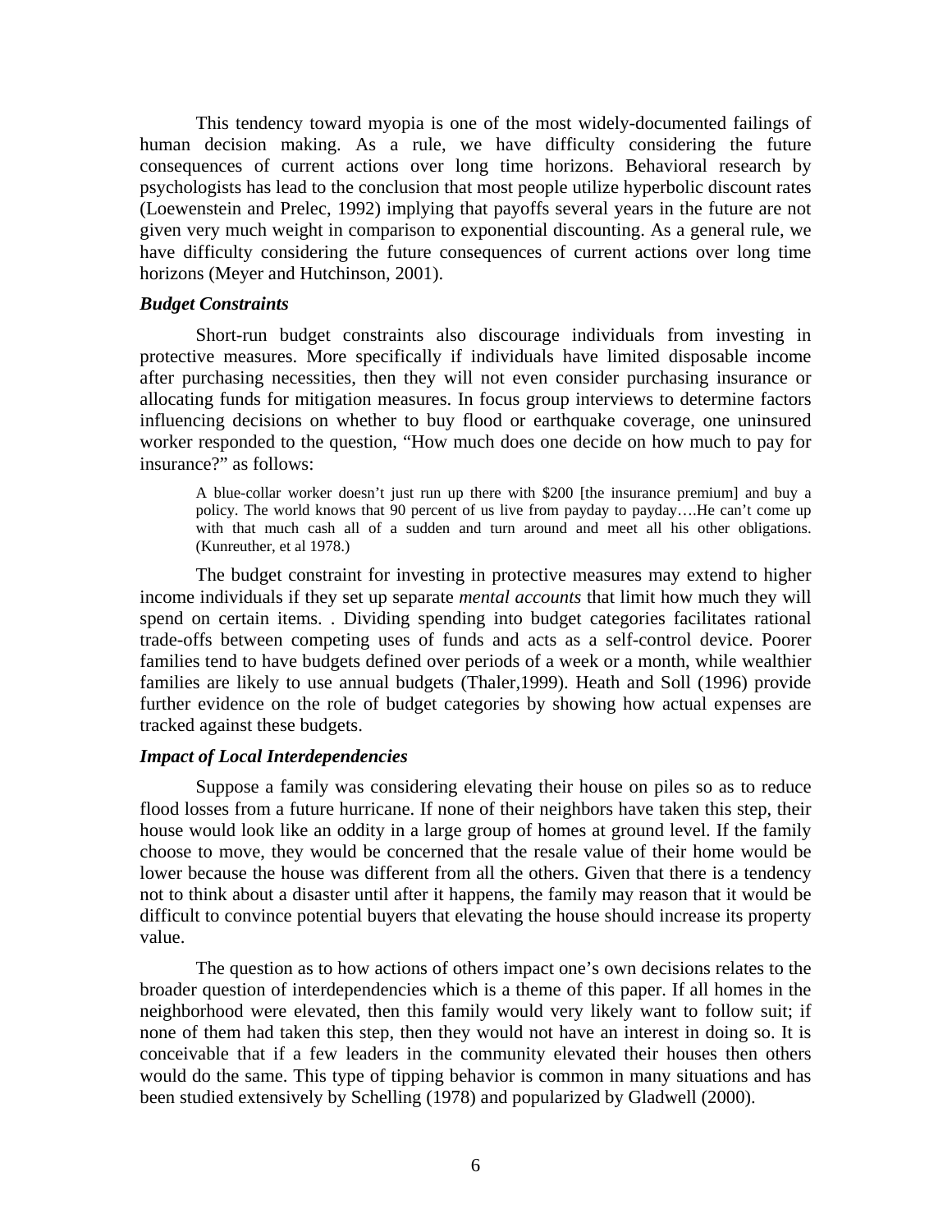This tendency toward myopia is one of the most widely-documented failings of human decision making. As a rule, we have difficulty considering the future consequences of current actions over long time horizons. Behavioral research by psychologists has lead to the conclusion that most people utilize hyperbolic discount rates (Loewenstein and Prelec, 1992) implying that payoffs several years in the future are not given very much weight in comparison to exponential discounting. As a general rule, we have difficulty considering the future consequences of current actions over long time horizons (Meyer and Hutchinson, 2001).

### *Budget Constraints*

Short-run budget constraints also discourage individuals from investing in protective measures. More specifically if individuals have limited disposable income after purchasing necessities, then they will not even consider purchasing insurance or allocating funds for mitigation measures. In focus group interviews to determine factors influencing decisions on whether to buy flood or earthquake coverage, one uninsured worker responded to the question, “How much does one decide on how much to pay for insurance?” as follows:

> A blue-collar worker doesn’t just run up there with $200 [the insurance premium] and buy a policy. The world knows that 90 percent of us live from payday to payday….He can’t come up with that much cash all of a sudden and turn around and meet all his other obligations. (Kunreuther, et al 1978.)

The budget constraint for investing in protective measures may extend to higher income individuals if they set up separate *mental accounts* that limit how much they will spend on certain items. . Dividing spending into budget categories facilitates rational trade-offs between competing uses of funds and acts as a self-control device. Poorer families tend to have budgets defined over periods of a week or a month, while wealthier families are likely to use annual budgets (Thaler,1999). Heath and Soll (1996) provide further evidence on the role of budget categories by showing how actual expenses are tracked against these budgets.

### *Impact of Local Interdependencies*

Suppose a family was considering elevating their house on piles so as to reduce flood losses from a future hurricane. If none of their neighbors have taken this step, their house would look like an oddity in a large group of homes at ground level. If the family choose to move, they would be concerned that the resale value of their home would be lower because the house was different from all the others. Given that there is a tendency not to think about a disaster until after it happens, the family may reason that it would be difficult to convince potential buyers that elevating the house should increase its property value.

The question as to how actions of others impact one’s own decisions relates to the broader question of interdependencies which is a theme of this paper. If all homes in the neighborhood were elevated, then this family would very likely want to follow suit; if none of them had taken this step, then they would not have an interest in doing so. It is conceivable that if a few leaders in the community elevated their houses then others would do the same. This type of tipping behavior is common in many situations and has been studied extensively by Schelling (1978) and popularized by Gladwell (2000).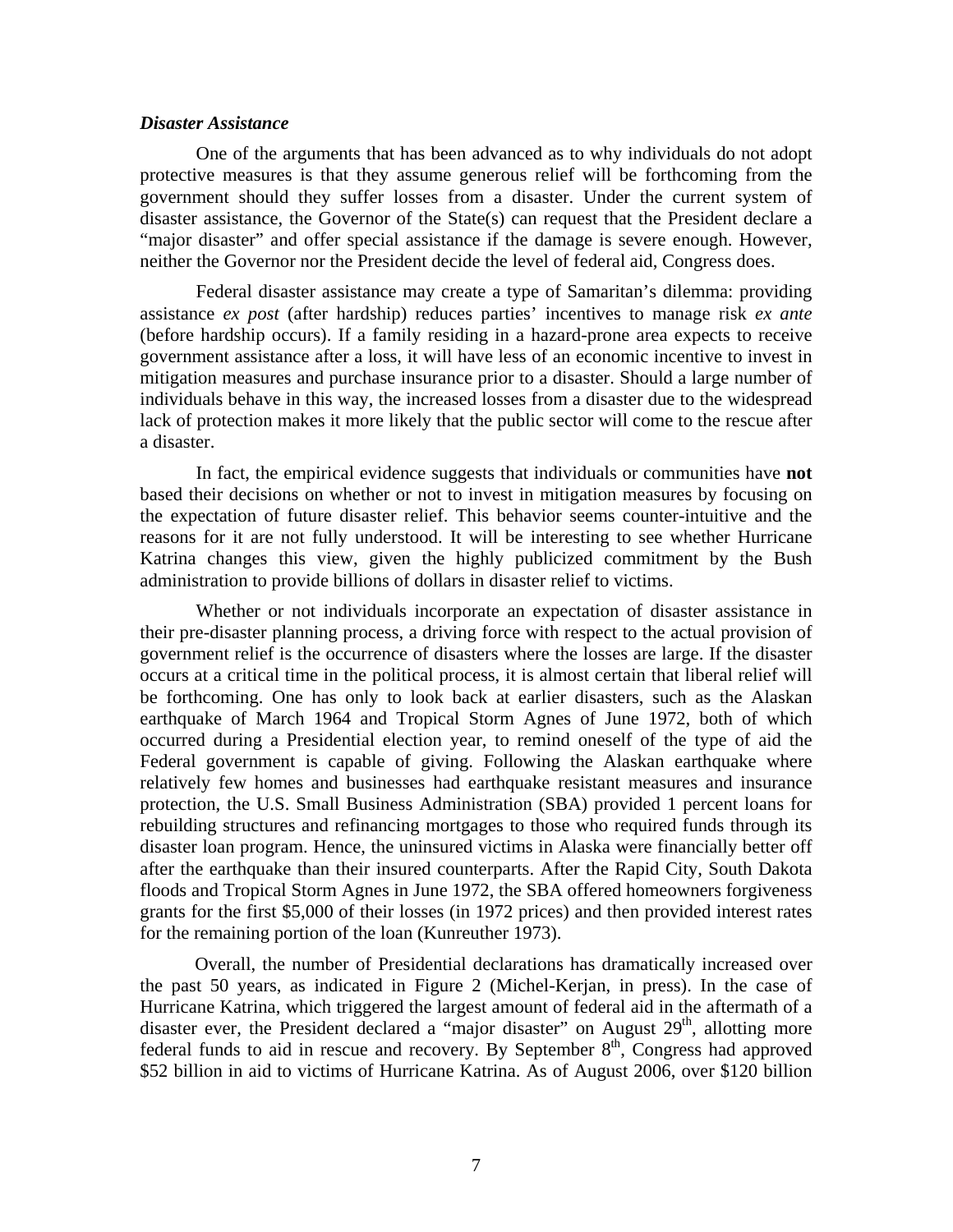### ***Disaster Assistance***

One of the arguments that has been advanced as to why individuals do not adopt protective measures is that they assume generous relief will be forthcoming from the government should they suffer losses from a disaster. Under the current system of disaster assistance, the Governor of the State(s) can request that the President declare a "major disaster" and offer special assistance if the damage is severe enough. However, neither the Governor nor the President decide the level of federal aid, Congress does.

Federal disaster assistance may create a type of Samaritan's dilemma: providing assistance *ex post* (after hardship) reduces parties' incentives to manage risk *ex ante* (before hardship occurs). If a family residing in a hazard-prone area expects to receive government assistance after a loss, it will have less of an economic incentive to invest in mitigation measures and purchase insurance prior to a disaster. Should a large number of individuals behave in this way, the increased losses from a disaster due to the widespread lack of protection makes it more likely that the public sector will come to the rescue after a disaster.

In fact, the empirical evidence suggests that individuals or communities have **not** based their decisions on whether or not to invest in mitigation measures by focusing on the expectation of future disaster relief. This behavior seems counter-intuitive and the reasons for it are not fully understood. It will be interesting to see whether Hurricane Katrina changes this view, given the highly publicized commitment by the Bush administration to provide billions of dollars in disaster relief to victims.

Whether or not individuals incorporate an expectation of disaster assistance in their pre-disaster planning process, a driving force with respect to the actual provision of government relief is the occurrence of disasters where the losses are large. If the disaster occurs at a critical time in the political process, it is almost certain that liberal relief will be forthcoming. One has only to look back at earlier disasters, such as the Alaskan earthquake of March 1964 and Tropical Storm Agnes of June 1972, both of which occurred during a Presidential election year, to remind oneself of the type of aid the Federal government is capable of giving. Following the Alaskan earthquake where relatively few homes and businesses had earthquake resistant measures and insurance protection, the U.S. Small Business Administration (SBA) provided 1 percent loans for rebuilding structures and refinancing mortgages to those who required funds through its disaster loan program. Hence, the uninsured victims in Alaska were financially better off after the earthquake than their insured counterparts. After the Rapid City, South Dakota floods and Tropical Storm Agnes in June 1972, the SBA offered homeowners forgiveness grants for the first $5,000 of their losses (in 1972 prices) and then provided interest rates for the remaining portion of the loan (Kunreuther 1973).

Overall, the number of Presidential declarations has dramatically increased over the past 50 years, as indicated in Figure 2 (Michel-Kerjan, in press). In the case of Hurricane Katrina, which triggered the largest amount of federal aid in the aftermath of a disaster ever, the President declared a "major disaster" on August 29th, allotting more federal funds to aid in rescue and recovery. By September 8th, Congress had approved $52 billion in aid to victims of Hurricane Katrina. As of August 2006, over $120 billion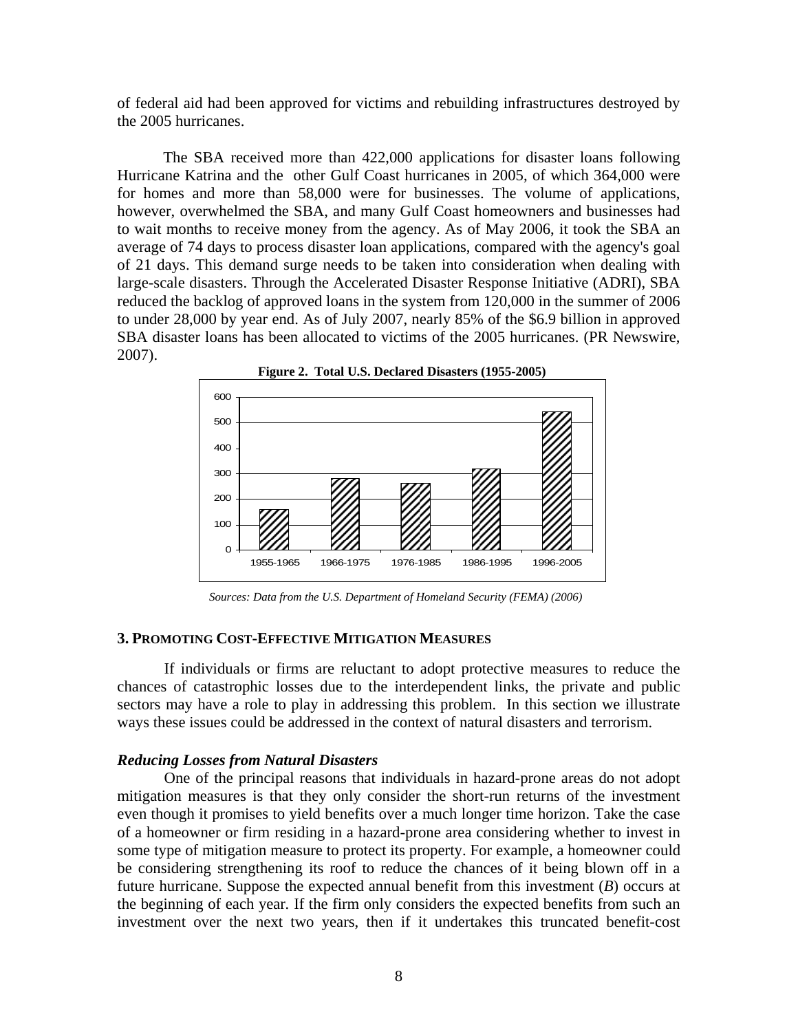of federal aid had been approved for victims and rebuilding infrastructures destroyed by the 2005 hurricanes.

The SBA received more than 422,000 applications for disaster loans following Hurricane Katrina and the other Gulf Coast hurricanes in 2005, of which 364,000 were for homes and more than 58,000 were for businesses. The volume of applications, however, overwhelmed the SBA, and many Gulf Coast homeowners and businesses had to wait months to receive money from the agency. As of May 2006, it took the SBA an average of 74 days to process disaster loan applications, compared with the agency's goal of 21 days. This demand surge needs to be taken into consideration when dealing with large-scale disasters. Through the Accelerated Disaster Response Initiative (ADRI), SBA reduced the backlog of approved loans in the system from 120,000 in the summer of 2006 to under 28,000 by year end. As of July 2007, nearly 85% of the $6.9 billion in approved SBA disaster loans has been allocated to victims of the 2005 hurricanes. (PR Newswire, 2007).

**Figure 2. Total U.S. Declared Disasters (1955-2005)**

*Sources: Data from the U.S. Department of Homeland Security (FEMA) (2006)*

## 3. PROMOTING COST-EFFECTIVE MITIGATION MEASURES

If individuals or firms are reluctant to adopt protective measures to reduce the chances of catastrophic losses due to the interdependent links, the private and public sectors may have a role to play in addressing this problem. In this section we illustrate ways these issues could be addressed in the context of natural disasters and terrorism.

### *Reducing Losses from Natural Disasters*

One of the principal reasons that individuals in hazard-prone areas do not adopt mitigation measures is that they only consider the short-run returns of the investment even though it promises to yield benefits over a much longer time horizon. Take the case of a homeowner or firm residing in a hazard-prone area considering whether to invest in some type of mitigation measure to protect its property. For example, a homeowner could be considering strengthening its roof to reduce the chances of it being blown off in a future hurricane. Suppose the expected annual benefit from this investment (*B*) occurs at the beginning of each year. If the firm only considers the expected benefits from such an investment over the next two years, then if it undertakes this truncated benefit-cost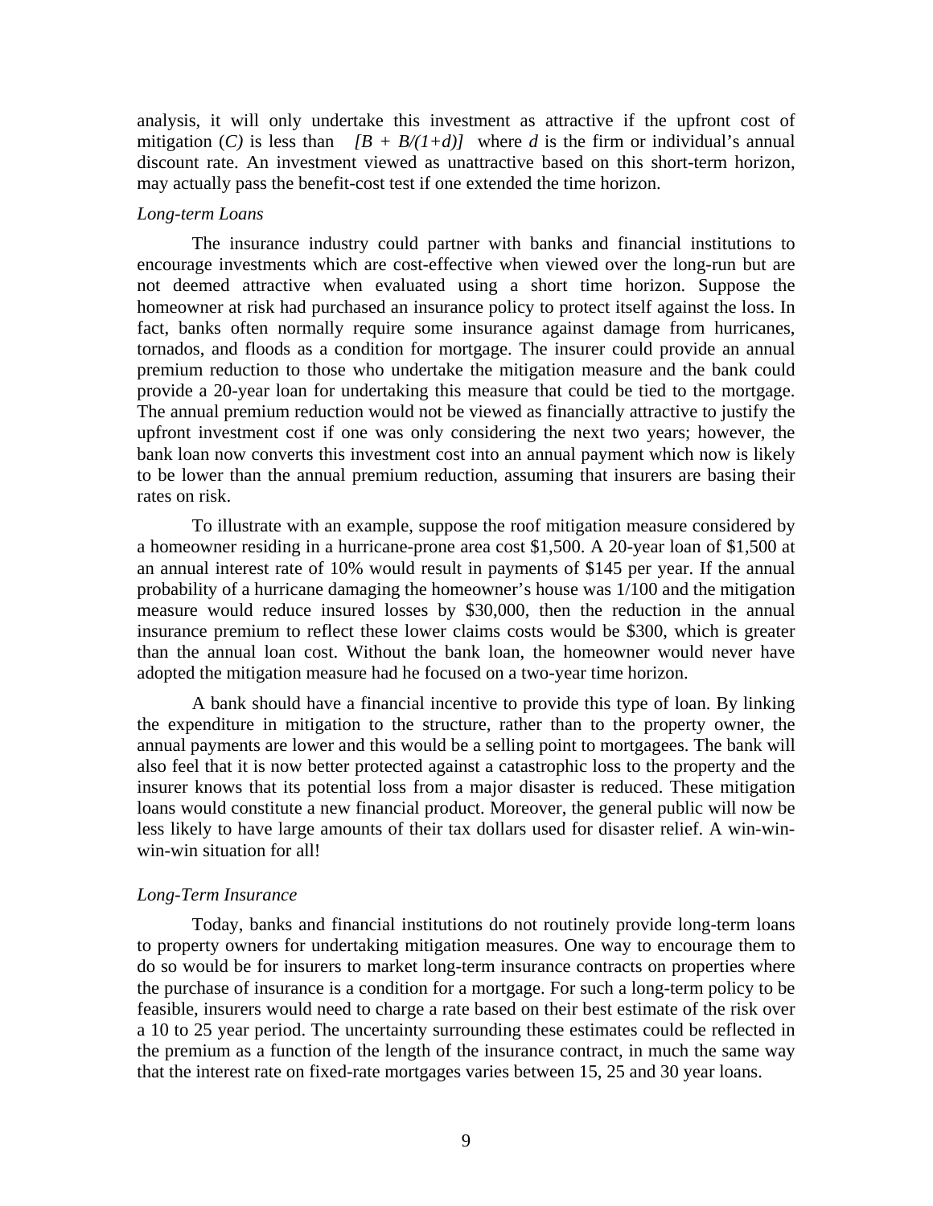analysis, it will only undertake this investment as attractive if the upfront cost of mitigation ($C$) is less than $[B + B/(1+d)]$ where $d$ is the firm or individual's annual discount rate. An investment viewed as unattractive based on this short-term horizon, may actually pass the benefit-cost test if one extended the time horizon.

### *Long-term Loans*

The insurance industry could partner with banks and financial institutions to encourage investments which are cost-effective when viewed over the long-run but are not deemed attractive when evaluated using a short time horizon. Suppose the homeowner at risk had purchased an insurance policy to protect itself against the loss. In fact, banks often normally require some insurance against damage from hurricanes, tornados, and floods as a condition for mortgage. The insurer could provide an annual premium reduction to those who undertake the mitigation measure and the bank could provide a 20-year loan for undertaking this measure that could be tied to the mortgage. The annual premium reduction would not be viewed as financially attractive to justify the upfront investment cost if one was only considering the next two years; however, the bank loan now converts this investment cost into an annual payment which now is likely to be lower than the annual premium reduction, assuming that insurers are basing their rates on risk.

To illustrate with an example, suppose the roof mitigation measure considered by a homeowner residing in a hurricane-prone area cost $1,500. A 20-year loan of $1,500 at an annual interest rate of 10% would result in payments of $145 per year. If the annual probability of a hurricane damaging the homeowner's house was 1/100 and the mitigation measure would reduce insured losses by $30,000, then the reduction in the annual insurance premium to reflect these lower claims costs would be $300, which is greater than the annual loan cost. Without the bank loan, the homeowner would never have adopted the mitigation measure had he focused on a two-year time horizon.

A bank should have a financial incentive to provide this type of loan. By linking the expenditure in mitigation to the structure, rather than to the property owner, the annual payments are lower and this would be a selling point to mortgagees. The bank will also feel that it is now better protected against a catastrophic loss to the property and the insurer knows that its potential loss from a major disaster is reduced. These mitigation loans would constitute a new financial product. Moreover, the general public will now be less likely to have large amounts of their tax dollars used for disaster relief. A win-win-win-win situation for all!

### *Long-Term Insurance*

Today, banks and financial institutions do not routinely provide long-term loans to property owners for undertaking mitigation measures. One way to encourage them to do so would be for insurers to market long-term insurance contracts on properties where the purchase of insurance is a condition for a mortgage. For such a long-term policy to be feasible, insurers would need to charge a rate based on their best estimate of the risk over a 10 to 25 year period. The uncertainty surrounding these estimates could be reflected in the premium as a function of the length of the insurance contract, in much the same way that the interest rate on fixed-rate mortgages varies between 15, 25 and 30 year loans.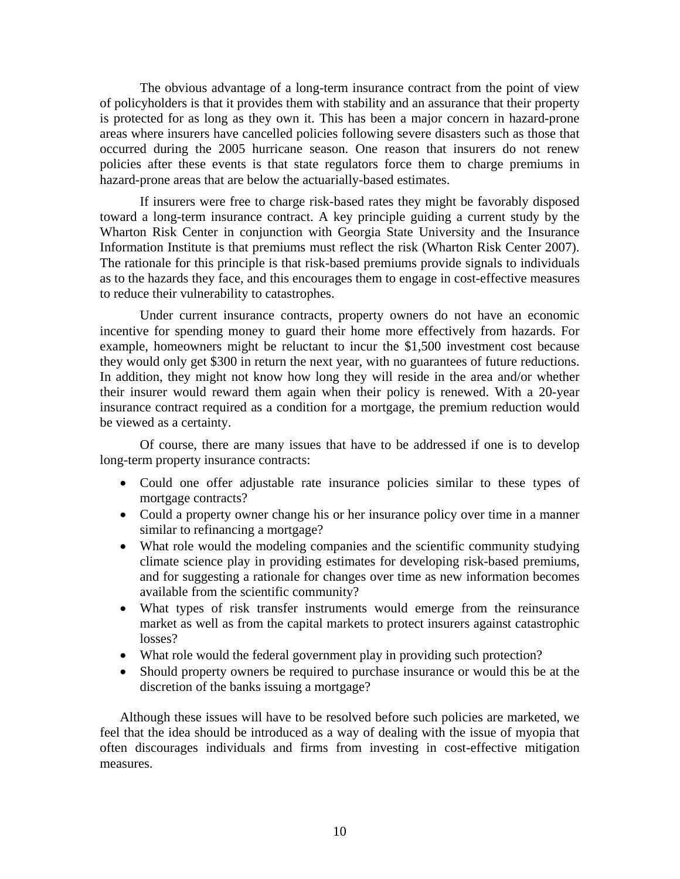The obvious advantage of a long-term insurance contract from the point of view of policyholders is that it provides them with stability and an assurance that their property is protected for as long as they own it. This has been a major concern in hazard-prone areas where insurers have cancelled policies following severe disasters such as those that occurred during the 2005 hurricane season. One reason that insurers do not renew policies after these events is that state regulators force them to charge premiums in hazard-prone areas that are below the actuarially-based estimates.

If insurers were free to charge risk-based rates they might be favorably disposed toward a long-term insurance contract. A key principle guiding a current study by the Wharton Risk Center in conjunction with Georgia State University and the Insurance Information Institute is that premiums must reflect the risk (Wharton Risk Center 2007). The rationale for this principle is that risk-based premiums provide signals to individuals as to the hazards they face, and this encourages them to engage in cost-effective measures to reduce their vulnerability to catastrophes.

Under current insurance contracts, property owners do not have an economic incentive for spending money to guard their home more effectively from hazards. For example, homeowners might be reluctant to incur the $1,500 investment cost because they would only get $300 in return the next year, with no guarantees of future reductions. In addition, they might not know how long they will reside in the area and/or whether their insurer would reward them again when their policy is renewed. With a 20-year insurance contract required as a condition for a mortgage, the premium reduction would be viewed as a certainty.

Of course, there are many issues that have to be addressed if one is to develop long-term property insurance contracts:

- Could one offer adjustable rate insurance policies similar to these types of mortgage contracts?
- Could a property owner change his or her insurance policy over time in a manner similar to refinancing a mortgage?
- What role would the modeling companies and the scientific community studying climate science play in providing estimates for developing risk-based premiums, and for suggesting a rationale for changes over time as new information becomes available from the scientific community?
- What types of risk transfer instruments would emerge from the reinsurance market as well as from the capital markets to protect insurers against catastrophic losses?
- What role would the federal government play in providing such protection?
- Should property owners be required to purchase insurance or would this be at the discretion of the banks issuing a mortgage?

Although these issues will have to be resolved before such policies are marketed, we feel that the idea should be introduced as a way of dealing with the issue of myopia that often discourages individuals and firms from investing in cost-effective mitigation measures.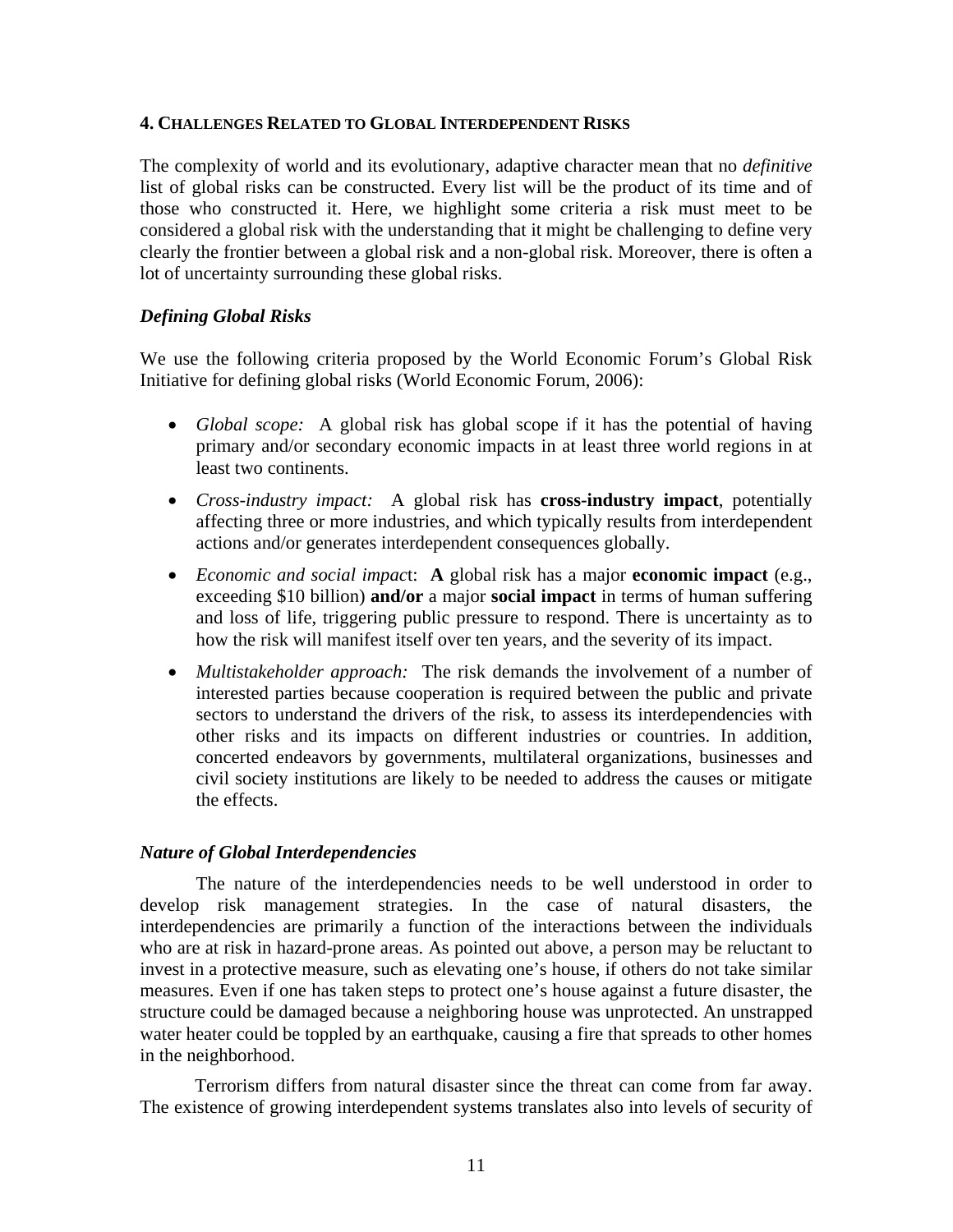### 4. Challenges Related to Global Interdependent Risks

The complexity of world and its evolutionary, adaptive character mean that no *definitive* list of global risks can be constructed. Every list will be the product of its time and of those who constructed it. Here, we highlight some criteria a risk must meet to be considered a global risk with the understanding that it might be challenging to define very clearly the frontier between a global risk and a non-global risk. Moreover, there is often a lot of uncertainty surrounding these global risks.

#### *Defining Global Risks*

We use the following criteria proposed by the World Economic Forum's Global Risk Initiative for defining global risks (World Economic Forum, 2006):

- *Global scope:* A global risk has global scope if it has the potential of having primary and/or secondary economic impacts in at least three world regions in at least two continents.
- *Cross-industry impact:* A global risk has **cross-industry impact**, potentially affecting three or more industries, and which typically results from interdependent actions and/or generates interdependent consequences globally.
- *Economic and social impac*t: **A** global risk has a major **economic impact** (e.g., exceeding $10 billion) **and/or** a major **social impact** in terms of human suffering and loss of life, triggering public pressure to respond. There is uncertainty as to how the risk will manifest itself over ten years, and the severity of its impact.
- *Multistakeholder approach:* The risk demands the involvement of a number of interested parties because cooperation is required between the public and private sectors to understand the drivers of the risk, to assess its interdependencies with other risks and its impacts on different industries or countries. In addition, concerted endeavors by governments, multilateral organizations, businesses and civil society institutions are likely to be needed to address the causes or mitigate the effects.

#### *Nature of Global Interdependencies*

The nature of the interdependencies needs to be well understood in order to develop risk management strategies. In the case of natural disasters, the interdependencies are primarily a function of the interactions between the individuals who are at risk in hazard-prone areas. As pointed out above, a person may be reluctant to invest in a protective measure, such as elevating one's house, if others do not take similar measures. Even if one has taken steps to protect one's house against a future disaster, the structure could be damaged because a neighboring house was unprotected. An unstrapped water heater could be toppled by an earthquake, causing a fire that spreads to other homes in the neighborhood.

Terrorism differs from natural disaster since the threat can come from far away. The existence of growing interdependent systems translates also into levels of security of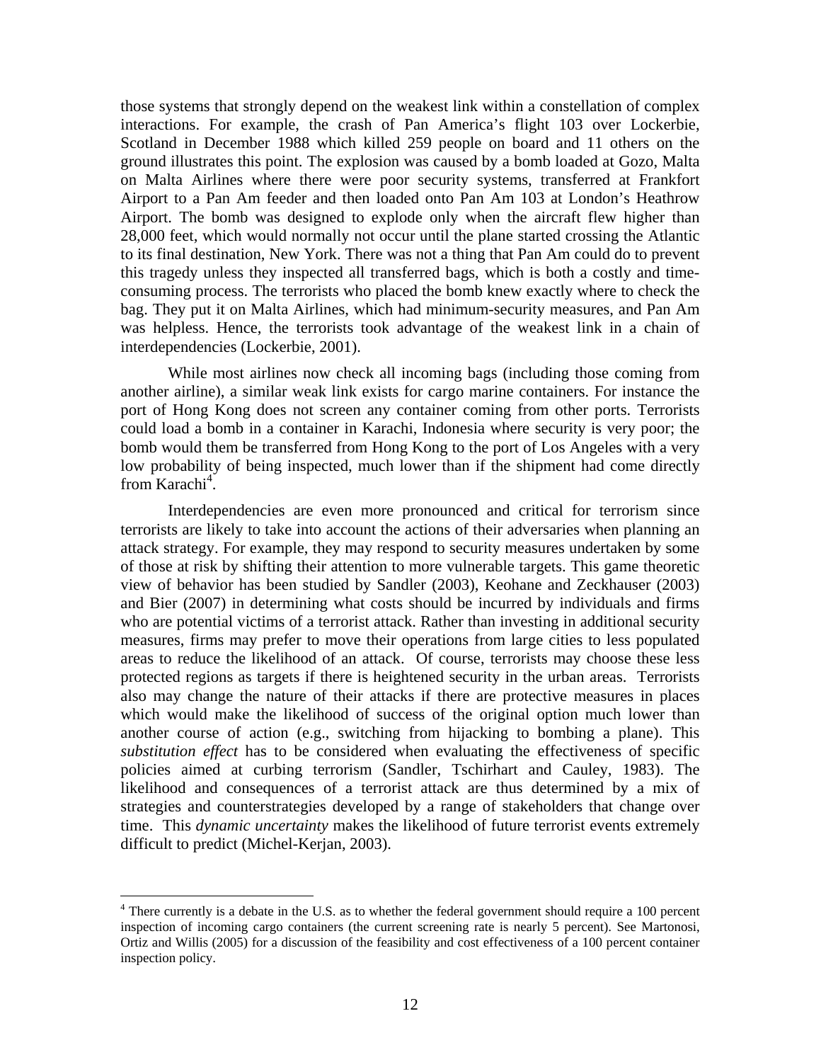those systems that strongly depend on the weakest link within a constellation of complex interactions. For example, the crash of Pan America's flight 103 over Lockerbie, Scotland in December 1988 which killed 259 people on board and 11 others on the ground illustrates this point. The explosion was caused by a bomb loaded at Gozo, Malta on Malta Airlines where there were poor security systems, transferred at Frankfort Airport to a Pan Am feeder and then loaded onto Pan Am 103 at London's Heathrow Airport. The bomb was designed to explode only when the aircraft flew higher than 28,000 feet, which would normally not occur until the plane started crossing the Atlantic to its final destination, New York. There was not a thing that Pan Am could do to prevent this tragedy unless they inspected all transferred bags, which is both a costly and time-consuming process. The terrorists who placed the bomb knew exactly where to check the bag. They put it on Malta Airlines, which had minimum-security measures, and Pan Am was helpless. Hence, the terrorists took advantage of the weakest link in a chain of interdependencies (Lockerbie, 2001).

While most airlines now check all incoming bags (including those coming from another airline), a similar weak link exists for cargo marine containers. For instance the port of Hong Kong does not screen any container coming from other ports. Terrorists could load a bomb in a container in Karachi, Indonesia where security is very poor; the bomb would them be transferred from Hong Kong to the port of Los Angeles with a very low probability of being inspected, much lower than if the shipment had come directly from Karachi[4].

Interdependencies are even more pronounced and critical for terrorism since terrorists are likely to take into account the actions of their adversaries when planning an attack strategy. For example, they may respond to security measures undertaken by some of those at risk by shifting their attention to more vulnerable targets. This game theoretic view of behavior has been studied by Sandler (2003), Keohane and Zeckhauser (2003) and Bier (2007) in determining what costs should be incurred by individuals and firms who are potential victims of a terrorist attack. Rather than investing in additional security measures, firms may prefer to move their operations from large cities to less populated areas to reduce the likelihood of an attack. Of course, terrorists may choose these less protected regions as targets if there is heightened security in the urban areas. Terrorists also may change the nature of their attacks if there are protective measures in places which would make the likelihood of success of the original option much lower than another course of action (e.g., switching from hijacking to bombing a plane). This *substitution effect* has to be considered when evaluating the effectiveness of specific policies aimed at curbing terrorism (Sandler, Tschirhart and Cauley, 1983). The likelihood and consequences of a terrorist attack are thus determined by a mix of strategies and counterstrategies developed by a range of stakeholders that change over time. This *dynamic uncertainty* makes the likelihood of future terrorist events extremely difficult to predict (Michel-Kerjan, 2003).

---

[4] There currently is a debate in the U.S. as to whether the federal government should require a 100 percent inspection of incoming cargo containers (the current screening rate is nearly 5 percent). See Martonosi, Ortiz and Willis (2005) for a discussion of the feasibility and cost effectiveness of a 100 percent container inspection policy.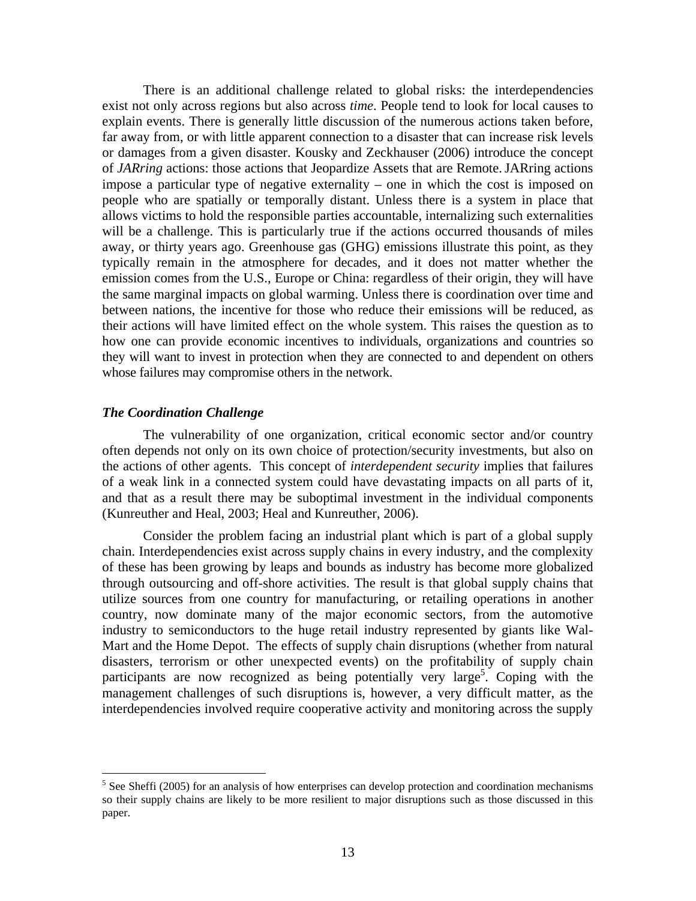There is an additional challenge related to global risks: the interdependencies exist not only across regions but also across *time*. People tend to look for local causes to explain events. There is generally little discussion of the numerous actions taken before, far away from, or with little apparent connection to a disaster that can increase risk levels or damages from a given disaster. Kousky and Zeckhauser (2006) introduce the concept of *JARring* actions: those actions that Jeopardize Assets that are Remote. JARring actions impose a particular type of negative externality – one in which the cost is imposed on people who are spatially or temporally distant. Unless there is a system in place that allows victims to hold the responsible parties accountable, internalizing such externalities will be a challenge. This is particularly true if the actions occurred thousands of miles away, or thirty years ago. Greenhouse gas (GHG) emissions illustrate this point, as they typically remain in the atmosphere for decades, and it does not matter whether the emission comes from the U.S., Europe or China: regardless of their origin, they will have the same marginal impacts on global warming. Unless there is coordination over time and between nations, the incentive for those who reduce their emissions will be reduced, as their actions will have limited effect on the whole system. This raises the question as to how one can provide economic incentives to individuals, organizations and countries so they will want to invest in protection when they are connected to and dependent on others whose failures may compromise others in the network.

### *The Coordination Challenge*

The vulnerability of one organization, critical economic sector and/or country often depends not only on its own choice of protection/security investments, but also on the actions of other agents. This concept of *interdependent security* implies that failures of a weak link in a connected system could have devastating impacts on all parts of it, and that as a result there may be suboptimal investment in the individual components (Kunreuther and Heal, 2003; Heal and Kunreuther, 2006).

Consider the problem facing an industrial plant which is part of a global supply chain. Interdependencies exist across supply chains in every industry, and the complexity of these has been growing by leaps and bounds as industry has become more globalized through outsourcing and off-shore activities. The result is that global supply chains that utilize sources from one country for manufacturing, or retailing operations in another country, now dominate many of the major economic sectors, from the automotive industry to semiconductors to the huge retail industry represented by giants like Wal-Mart and the Home Depot. The effects of supply chain disruptions (whether from natural disasters, terrorism or other unexpected events) on the profitability of supply chain participants are now recognized as being potentially very large[5]. Coping with the management challenges of such disruptions is, however, a very difficult matter, as the interdependencies involved require cooperative activity and monitoring across the supply

[5] See Sheffi (2005) for an analysis of how enterprises can develop protection and coordination mechanisms so their supply chains are likely to be more resilient to major disruptions such as those discussed in this paper.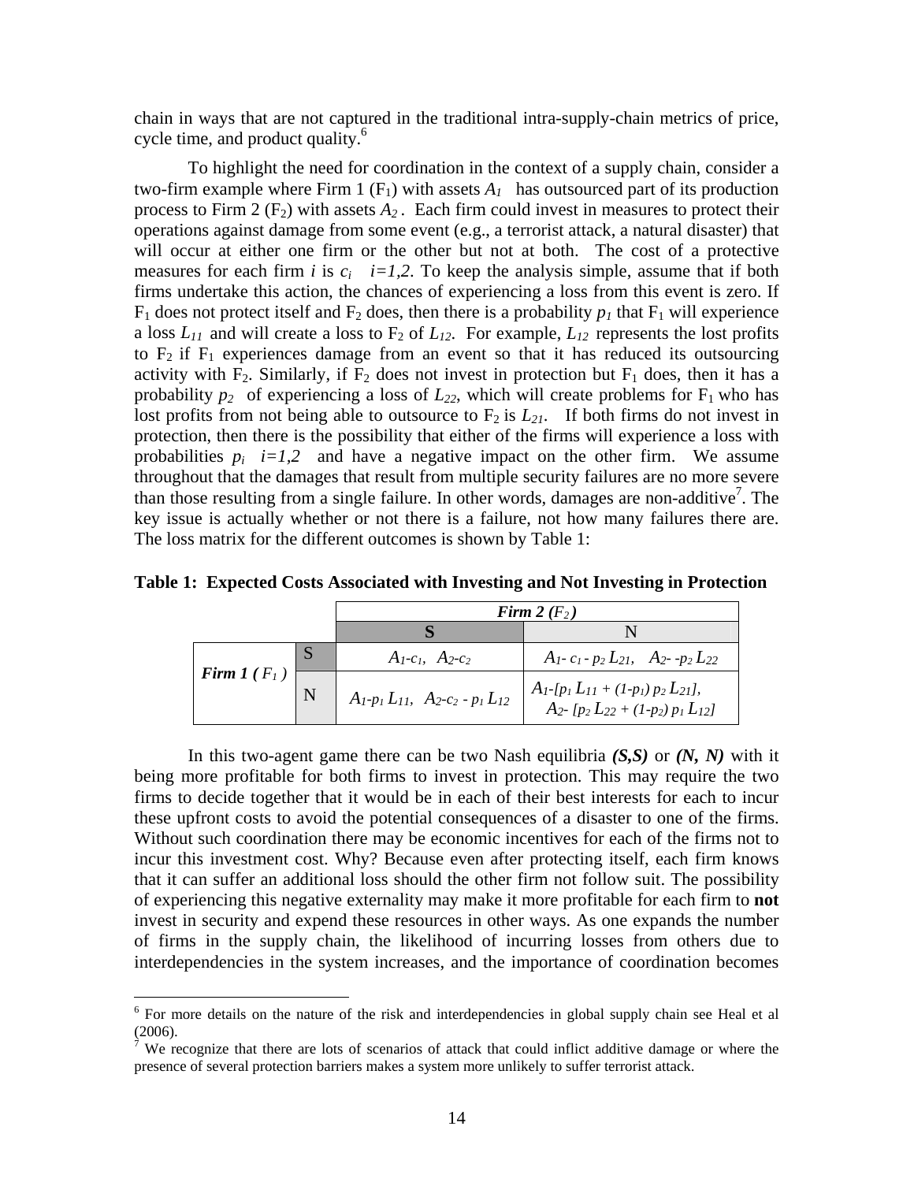chain in ways that are not captured in the traditional intra-supply-chain metrics of price, cycle time, and product quality.[6]

To highlight the need for coordination in the context of a supply chain, consider a two-firm example where Firm 1 ($F_1$) with assets $A_1$ has outsourced part of its production process to Firm 2 ($F_2$) with assets $A_2$. Each firm could invest in measures to protect their operations against damage from some event (e.g., a terrorist attack, a natural disaster) that will occur at either one firm or the other but not at both. The cost of a protective measures for each firm $i$ is $c_i \quad i=1,2$. To keep the analysis simple, assume that if both firms undertake this action, the chances of experiencing a loss from this event is zero. If $F_1$ does not protect itself and $F_2$ does, then there is a probability $p_1$ that $F_1$ will experience a loss $L_{11}$ and will create a loss to $F_2$ of $L_{12}$. For example, $L_{12}$ represents the lost profits to $F_2$ if $F_1$ experiences damage from an event so that it has reduced its outsourcing activity with $F_2$. Similarly, if $F_2$ does not invest in protection but $F_1$ does, then it has a probability $p_2$ of experiencing a loss of $L_{22}$, which will create problems for $F_1$ who has lost profits from not being able to outsource to $F_2$ is $L_{21}$. If both firms do not invest in protection, then there is the possibility that either of the firms will experience a loss with probabilities $p_i \quad i=1,2$ and have a negative impact on the other firm. We assume throughout that the damages that result from multiple security failures are no more severe than those resulting from a single failure. In other words, damages are non-additive[7]. The key issue is actually whether or not there is a failure, not how many failures there are. The loss matrix for the different outcomes is shown by Table 1:

**Table 1: Expected Costs Associated with Investing and Not Investing in Protection**

| | | ***Firm 2 ($F_2$)*** | |
|---|---|---|---|
| | | **S** | N |
| ***Firm 1 ($F_1$)*** | S | $A_1\text{-}c_1,\ \ A_2\text{-}c_2$ | $A_1\text{-}\ c_1\text{ - }p_2\,L_{21},\ \ \ A_2\text{-}\ \text{-}p_2\,L_{22}$ |
| | N | $A_1\text{-}p_1\,L_{11},\ \ A_2\text{-}c_2\text{ - }p_1\,L_{12}$ | $A_1\text{-}[p_1\,L_{11} + (1\text{-}p_1)\,p_2\,L_{21}],$ $A_2\text{-}\ [p_2\,L_{22} + (1\text{-}p_2)\,p_1\,L_{12}]$ |

In this two-agent game there can be two Nash equilibria ***(S,S)*** or ***(N, N)*** with it being more profitable for both firms to invest in protection. This may require the two firms to decide together that it would be in each of their best interests for each to incur these upfront costs to avoid the potential consequences of a disaster to one of the firms. Without such coordination there may be economic incentives for each of the firms not to incur this investment cost. Why? Because even after protecting itself, each firm knows that it can suffer an additional loss should the other firm not follow suit. The possibility of experiencing this negative externality may make it more profitable for each firm to **not** invest in security and expend these resources in other ways. As one expands the number of firms in the supply chain, the likelihood of incurring losses from others due to interdependencies in the system increases, and the importance of coordination becomes

---

[6] For more details on the nature of the risk and interdependencies in global supply chain see Heal et al (2006).

[7] We recognize that there are lots of scenarios of attack that could inflict additive damage or where the presence of several protection barriers makes a system more unlikely to suffer terrorist attack.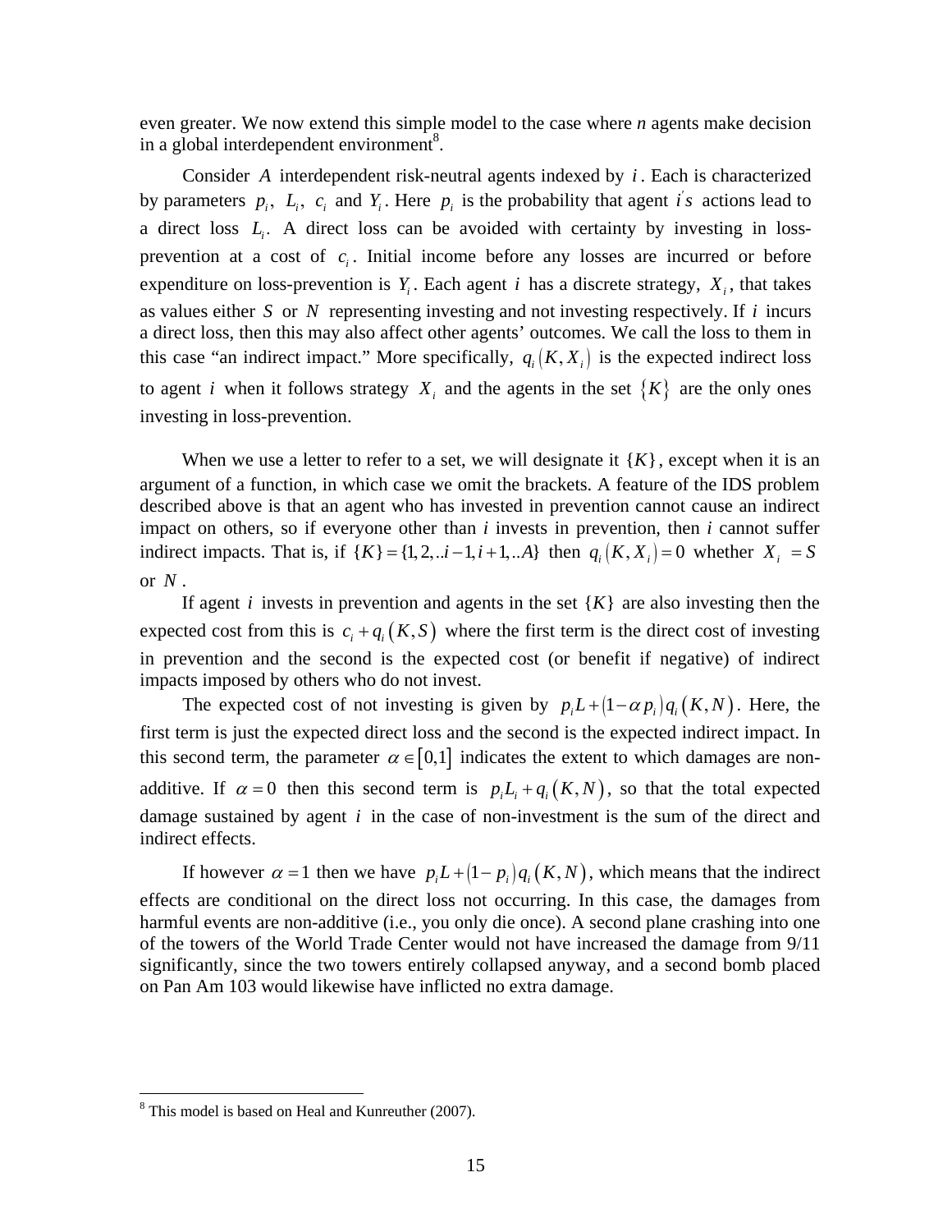even greater. We now extend this simple model to the case where *n* agents make decision in a global interdependent environment[8].

Consider $A$ interdependent risk-neutral agents indexed by $i$. Each is characterized by parameters $p_i$, $L_i$, $c_i$ and $Y_i$. Here $p_i$ is the probability that agent $i's$ actions lead to a direct loss $L_i$. A direct loss can be avoided with certainty by investing in loss-prevention at a cost of $c_i$. Initial income before any losses are incurred or before expenditure on loss-prevention is $Y_i$. Each agent $i$ has a discrete strategy, $X_i$, that takes as values either $S$ or $N$ representing investing and not investing respectively. If $i$ incurs a direct loss, then this may also affect other agents' outcomes. We call the loss to them in this case "an indirect impact." More specifically, $q_i\left(K, X_i\right)$ is the expected indirect loss to agent $i$ when it follows strategy $X_i$ and the agents in the set $\{K\}$ are the only ones investing in loss-prevention.

When we use a letter to refer to a set, we will designate it $\{K\}$, except when it is an argument of a function, in which case we omit the brackets. A feature of the IDS problem described above is that an agent who has invested in prevention cannot cause an indirect impact on others, so if everyone other than *i* invests in prevention, then *i* cannot suffer indirect impacts. That is, if $\{K\} = \{1, 2, ..i-1, i+1, ..A\}$ then $q_i\left(K, X_i\right) = 0$ whether $X_i = S$ or $N$.

If agent $i$ invests in prevention and agents in the set $\{K\}$ are also investing then the expected cost from this is $c_i + q_i\left(K, S\right)$ where the first term is the direct cost of investing in prevention and the second is the expected cost (or benefit if negative) of indirect impacts imposed by others who do not invest.

The expected cost of not investing is given by $p_i L + \left(1-\alpha p_i\right) q_i\left(K, N\right)$. Here, the first term is just the expected direct loss and the second is the expected indirect impact. In this second term, the parameter $\alpha \in \left[0,1\right]$ indicates the extent to which damages are non-additive. If $\alpha = 0$ then this second term is $p_i L_i + q_i\left(K, N\right)$, so that the total expected damage sustained by agent $i$ in the case of non-investment is the sum of the direct and indirect effects.

If however $\alpha = 1$ then we have $p_i L + \left(1-p_i\right) q_i\left(K, N\right)$, which means that the indirect effects are conditional on the direct loss not occurring. In this case, the damages from harmful events are non-additive (i.e., you only die once). A second plane crashing into one of the towers of the World Trade Center would not have increased the damage from 9/11 significantly, since the two towers entirely collapsed anyway, and a second bomb placed on Pan Am 103 would likewise have inflicted no extra damage.

[8] This model is based on Heal and Kunreuther (2007).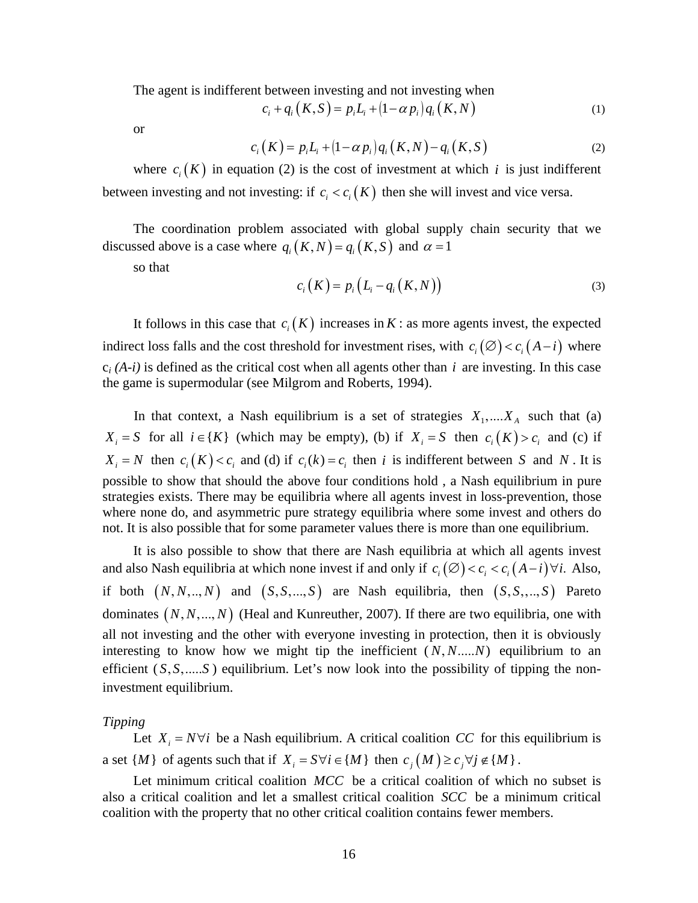The agent is indifferent between investing and not investing when

$$c_i + q_i\left(K,S\right) = p_i L_i + \left(1-\alpha\, p_i\right) q_i\left(K,N\right) \tag{1}$$

or

$$c_i\left(K\right) = p_i L_i + \left(1-\alpha\, p_i\right) q_i\left(K,N\right) - q_i\left(K,S\right) \tag{2}$$

where $c_i\left(K\right)$ in equation (2) is the cost of investment at which $i$ is just indifferent between investing and not investing: if $c_i < c_i\left(K\right)$ then she will invest and vice versa.

The coordination problem associated with global supply chain security that we discussed above is a case where $q_i\left(K,N\right) = q_i\left(K,S\right)$ and $\alpha = 1$

so that

$$c_i\left(K\right) = p_i\left(L_i - q_i\left(K,N\right)\right) \tag{3}$$

It follows in this case that $c_i\left(K\right)$ increases in $K$: as more agents invest, the expected indirect loss falls and the cost threshold for investment rises, with $c_i\left(\varnothing\right) < c_i\left(A-i\right)$ where $c_i\,(A\text{-}i)$ is defined as the critical cost when all agents other than $i$ are investing. In this case the game is supermodular (see Milgrom and Roberts, 1994).

In that context, a Nash equilibrium is a set of strategies $X_1, \ldots X_A$ such that (a) $X_i = S$ for all $i \in \{K\}$ (which may be empty), (b) if $X_i = S$ then $c_i\left(K\right) > c_i$ and (c) if $X_i = N$ then $c_i\left(K\right) < c_i$ and (d) if $c_i(k) = c_i$ then $i$ is indifferent between $S$ and $N$. It is possible to show that should the above four conditions hold , a Nash equilibrium in pure strategies exists. There may be equilibria where all agents invest in loss-prevention, those where none do, and asymmetric pure strategy equilibria where some invest and others do not. It is also possible that for some parameter values there is more than one equilibrium.

It is also possible to show that there are Nash equilibria at which all agents invest and also Nash equilibria at which none invest if and only if $c_i\left(\varnothing\right) < c_i < c_i\left(A-i\right) \forall i.$ Also, if both $\left(N,N,..,N\right)$ and $\left(S,S,...,S\right)$ are Nash equilibria, then $\left(S,S,,..,S\right)$ Pareto dominates $\left(N,N,...,N\right)$ (Heal and Kunreuther, 2007). If there are two equilibria, one with all not investing and the other with everyone investing in protection, then it is obviously interesting to know how we might tip the inefficient ($N,N.....N$) equilibrium to an efficient ($S,S,.....S$) equilibrium. Let's now look into the possibility of tipping the non-investment equilibrium.

*Tipping*

Let $X_i = N \forall i$ be a Nash equilibrium. A critical coalition $CC$ for this equilibrium is a set $\{M\}$ of agents such that if $X_i = S \forall i \in \{M\}$ then $c_j\left(M\right) \geq c_j \forall j \notin \{M\}$.

Let minimum critical coalition $MCC$ be a critical coalition of which no subset is also a critical coalition and let a smallest critical coalition $SCC$ be a minimum critical coalition with the property that no other critical coalition contains fewer members.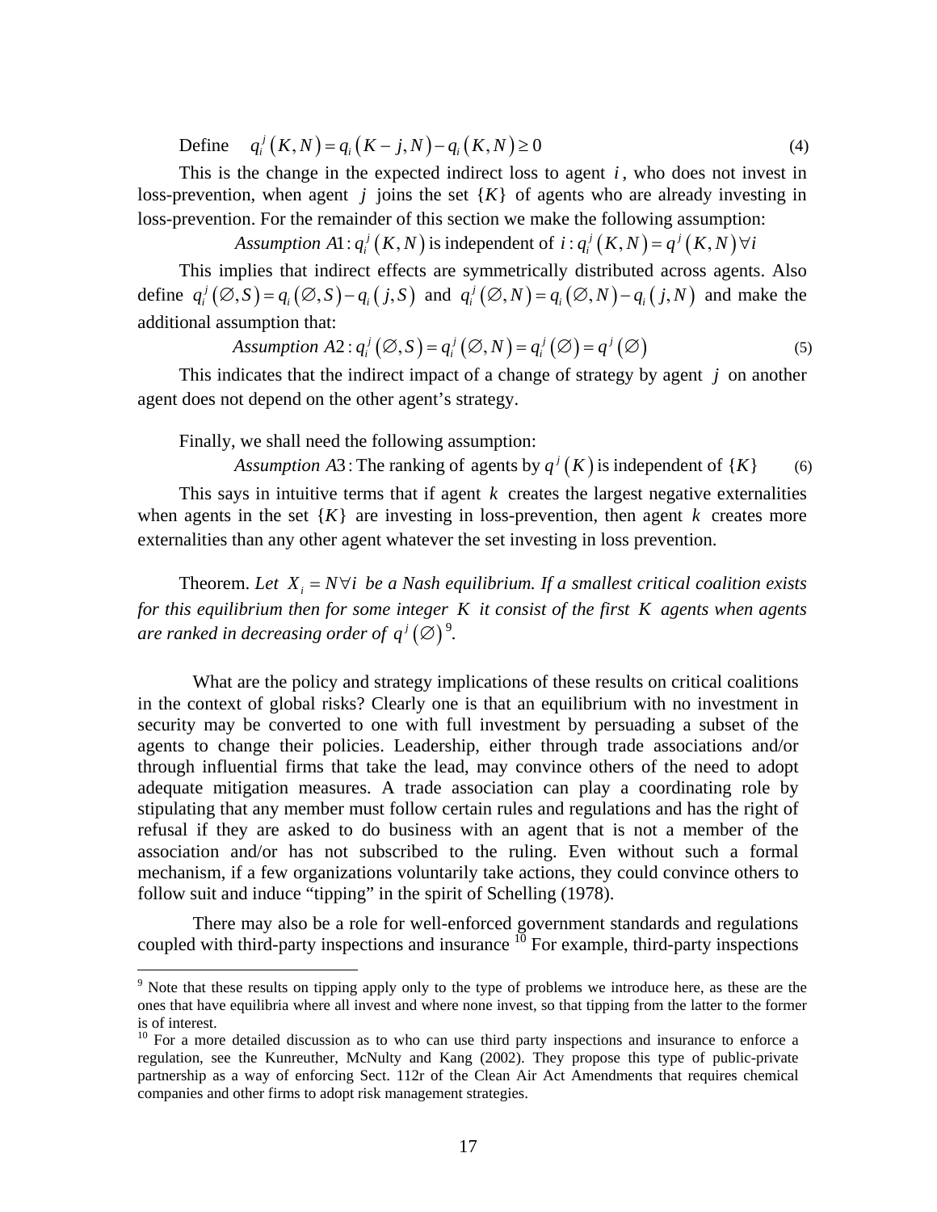Define $\quad q_i^j(K,N) = q_i(K-j,N) - q_i(K,N) \geq 0 \quad (4)$

This is the change in the expected indirect loss to agent $i$, who does not invest in loss-prevention, when agent $j$ joins the set $\{K\}$ of agents who are already investing in loss-prevention. For the remainder of this section we make the following assumption:

$$\textit{Assumption A1}: q_i^j(K,N) \text{ is independent of } i: q_i^j(K,N) = q^j(K,N)\,\forall i$$

This implies that indirect effects are symmetrically distributed across agents. Also define $q_i^j(\varnothing,S) = q_i(\varnothing,S) - q_i(j,S)$ and $q_i^j(\varnothing,N) = q_i(\varnothing,N) - q_i(j,N)$ and make the additional assumption that:

$$\textit{Assumption A2}: q_i^j(\varnothing,S) = q_i^j(\varnothing,N) = q_i^j(\varnothing) = q^j(\varnothing) \quad (5)$$

This indicates that the indirect impact of a change of strategy by agent $j$ on another agent does not depend on the other agent's strategy.

Finally, we shall need the following assumption:

$$\textit{Assumption A3}: \text{The ranking of agents by } q^j(K) \text{ is independent of } \{K\} \quad (6)$$

This says in intuitive terms that if agent $k$ creates the largest negative externalities when agents in the set $\{K\}$ are investing in loss-prevention, then agent $k$ creates more externalities than any other agent whatever the set investing in loss prevention.

Theorem. *Let $X_i = N\,\forall i$ be a Nash equilibrium. If a smallest critical coalition exists for this equilibrium then for some integer $K$ it consist of the first $K$ agents when agents are ranked in decreasing order of $q^j(\varnothing)$*[9].

What are the policy and strategy implications of these results on critical coalitions in the context of global risks? Clearly one is that an equilibrium with no investment in security may be converted to one with full investment by persuading a subset of the agents to change their policies. Leadership, either through trade associations and/or through influential firms that take the lead, may convince others of the need to adopt adequate mitigation measures. A trade association can play a coordinating role by stipulating that any member must follow certain rules and regulations and has the right of refusal if they are asked to do business with an agent that is not a member of the association and/or has not subscribed to the ruling. Even without such a formal mechanism, if a few organizations voluntarily take actions, they could convince others to follow suit and induce "tipping" in the spirit of Schelling (1978).

There may also be a role for well-enforced government standards and regulations coupled with third-party inspections and insurance [10] For example, third-party inspections

---

[9] Note that these results on tipping apply only to the type of problems we introduce here, as these are the ones that have equilibria where all invest and where none invest, so that tipping from the latter to the former is of interest.

[10] For a more detailed discussion as to who can use third party inspections and insurance to enforce a regulation, see the Kunreuther, McNulty and Kang (2002). They propose this type of public-private partnership as a way of enforcing Sect. 112r of the Clean Air Act Amendments that requires chemical companies and other firms to adopt risk management strategies.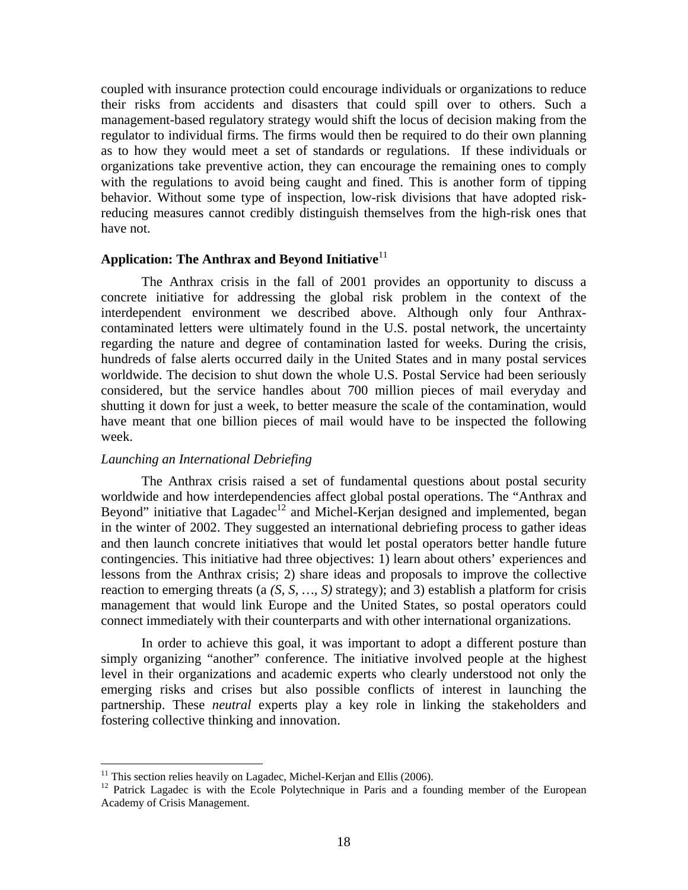coupled with insurance protection could encourage individuals or organizations to reduce their risks from accidents and disasters that could spill over to others. Such a management-based regulatory strategy would shift the locus of decision making from the regulator to individual firms. The firms would then be required to do their own planning as to how they would meet a set of standards or regulations. If these individuals or organizations take preventive action, they can encourage the remaining ones to comply with the regulations to avoid being caught and fined. This is another form of tipping behavior. Without some type of inspection, low-risk divisions that have adopted risk-reducing measures cannot credibly distinguish themselves from the high-risk ones that have not.

### Application: The Anthrax and Beyond Initiative[11]

The Anthrax crisis in the fall of 2001 provides an opportunity to discuss a concrete initiative for addressing the global risk problem in the context of the interdependent environment we described above. Although only four Anthrax-contaminated letters were ultimately found in the U.S. postal network, the uncertainty regarding the nature and degree of contamination lasted for weeks. During the crisis, hundreds of false alerts occurred daily in the United States and in many postal services worldwide. The decision to shut down the whole U.S. Postal Service had been seriously considered, but the service handles about 700 million pieces of mail everyday and shutting it down for just a week, to better measure the scale of the contamination, would have meant that one billion pieces of mail would have to be inspected the following week.

*Launching an International Debriefing*

The Anthrax crisis raised a set of fundamental questions about postal security worldwide and how interdependencies affect global postal operations. The "Anthrax and Beyond" initiative that Lagadec[12] and Michel-Kerjan designed and implemented, began in the winter of 2002. They suggested an international debriefing process to gather ideas and then launch concrete initiatives that would let postal operators better handle future contingencies. This initiative had three objectives: 1) learn about others' experiences and lessons from the Anthrax crisis; 2) share ideas and proposals to improve the collective reaction to emerging threats (a *(S, S, …, S)* strategy); and 3) establish a platform for crisis management that would link Europe and the United States, so postal operators could connect immediately with their counterparts and with other international organizations.

In order to achieve this goal, it was important to adopt a different posture than simply organizing "another" conference. The initiative involved people at the highest level in their organizations and academic experts who clearly understood not only the emerging risks and crises but also possible conflicts of interest in launching the partnership. These *neutral* experts play a key role in linking the stakeholders and fostering collective thinking and innovation.

---

[11] This section relies heavily on Lagadec, Michel-Kerjan and Ellis (2006).

[12] Patrick Lagadec is with the Ecole Polytechnique in Paris and a founding member of the European Academy of Crisis Management.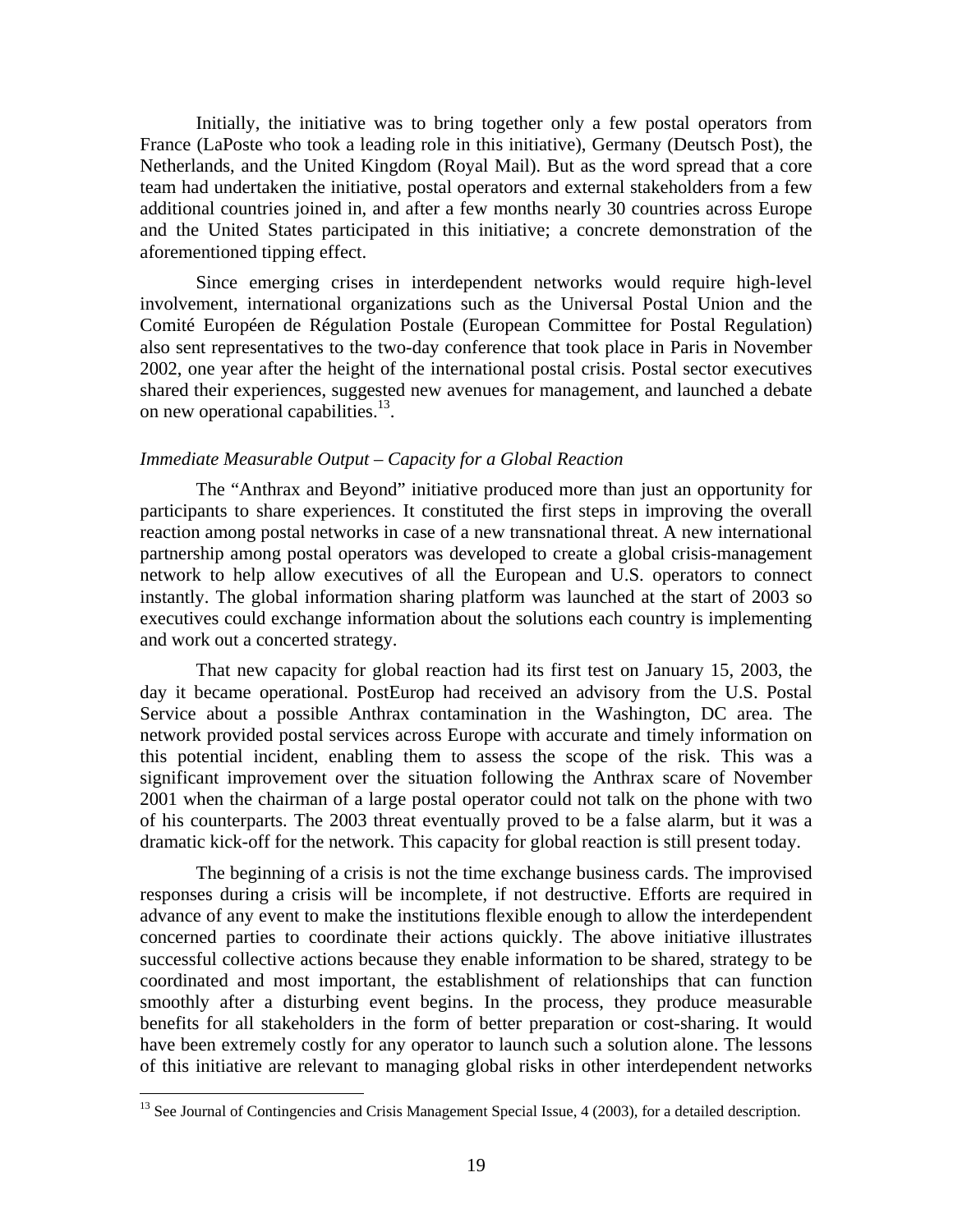Initially, the initiative was to bring together only a few postal operators from France (LaPoste who took a leading role in this initiative), Germany (Deutsch Post), the Netherlands, and the United Kingdom (Royal Mail). But as the word spread that a core team had undertaken the initiative, postal operators and external stakeholders from a few additional countries joined in, and after a few months nearly 30 countries across Europe and the United States participated in this initiative; a concrete demonstration of the aforementioned tipping effect.

Since emerging crises in interdependent networks would require high-level involvement, international organizations such as the Universal Postal Union and the Comité Européen de Régulation Postale (European Committee for Postal Regulation) also sent representatives to the two-day conference that took place in Paris in November 2002, one year after the height of the international postal crisis. Postal sector executives shared their experiences, suggested new avenues for management, and launched a debate on new operational capabilities.[13].

*Immediate Measurable Output – Capacity for a Global Reaction*

The "Anthrax and Beyond" initiative produced more than just an opportunity for participants to share experiences. It constituted the first steps in improving the overall reaction among postal networks in case of a new transnational threat. A new international partnership among postal operators was developed to create a global crisis-management network to help allow executives of all the European and U.S. operators to connect instantly. The global information sharing platform was launched at the start of 2003 so executives could exchange information about the solutions each country is implementing and work out a concerted strategy.

That new capacity for global reaction had its first test on January 15, 2003, the day it became operational. PostEurop had received an advisory from the U.S. Postal Service about a possible Anthrax contamination in the Washington, DC area. The network provided postal services across Europe with accurate and timely information on this potential incident, enabling them to assess the scope of the risk. This was a significant improvement over the situation following the Anthrax scare of November 2001 when the chairman of a large postal operator could not talk on the phone with two of his counterparts. The 2003 threat eventually proved to be a false alarm, but it was a dramatic kick-off for the network. This capacity for global reaction is still present today.

The beginning of a crisis is not the time exchange business cards. The improvised responses during a crisis will be incomplete, if not destructive. Efforts are required in advance of any event to make the institutions flexible enough to allow the interdependent concerned parties to coordinate their actions quickly. The above initiative illustrates successful collective actions because they enable information to be shared, strategy to be coordinated and most important, the establishment of relationships that can function smoothly after a disturbing event begins. In the process, they produce measurable benefits for all stakeholders in the form of better preparation or cost-sharing. It would have been extremely costly for any operator to launch such a solution alone. The lessons of this initiative are relevant to managing global risks in other interdependent networks

[13] See Journal of Contingencies and Crisis Management Special Issue, 4 (2003), for a detailed description.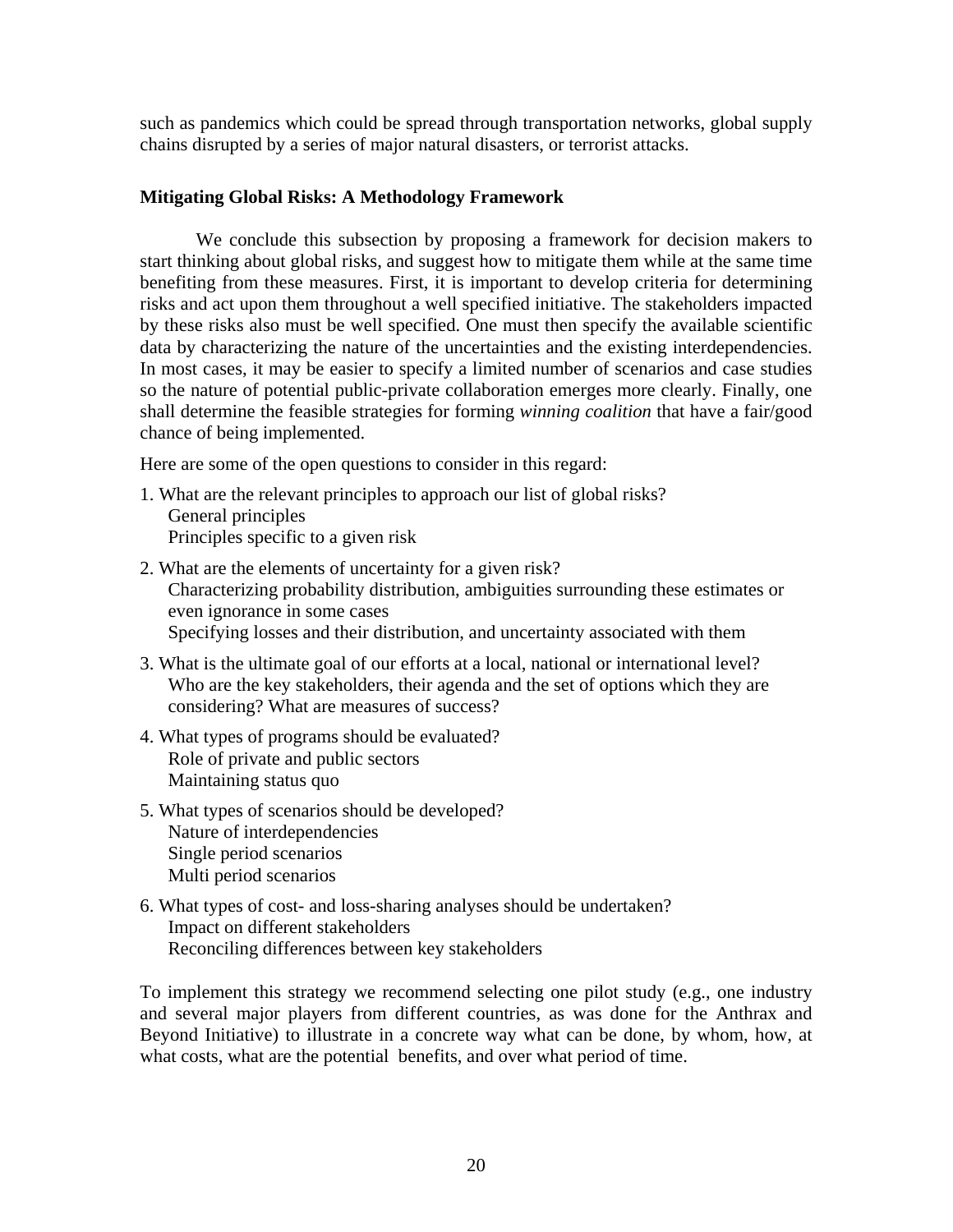such as pandemics which could be spread through transportation networks, global supply chains disrupted by a series of major natural disasters, or terrorist attacks.

### Mitigating Global Risks: A Methodology Framework

We conclude this subsection by proposing a framework for decision makers to start thinking about global risks, and suggest how to mitigate them while at the same time benefiting from these measures. First, it is important to develop criteria for determining risks and act upon them throughout a well specified initiative. The stakeholders impacted by these risks also must be well specified. One must then specify the available scientific data by characterizing the nature of the uncertainties and the existing interdependencies. In most cases, it may be easier to specify a limited number of scenarios and case studies so the nature of potential public-private collaboration emerges more clearly. Finally, one shall determine the feasible strategies for forming *winning coalition* that have a fair/good chance of being implemented.

Here are some of the open questions to consider in this regard:

1. What are the relevant principles to approach our list of global risks?
   - General principles
   - Principles specific to a given risk
2. What are the elements of uncertainty for a given risk?
   - Characterizing probability distribution, ambiguities surrounding these estimates or even ignorance in some cases
   - Specifying losses and their distribution, and uncertainty associated with them
3. What is the ultimate goal of our efforts at a local, national or international level?
   - Who are the key stakeholders, their agenda and the set of options which they are considering? What are measures of success?
4. What types of programs should be evaluated?
   - Role of private and public sectors
   - Maintaining status quo
5. What types of scenarios should be developed?
   - Nature of interdependencies
   - Single period scenarios
   - Multi period scenarios
6. What types of cost- and loss-sharing analyses should be undertaken?
   - Impact on different stakeholders
   - Reconciling differences between key stakeholders

To implement this strategy we recommend selecting one pilot study (e.g., one industry and several major players from different countries, as was done for the Anthrax and Beyond Initiative) to illustrate in a concrete way what can be done, by whom, how, at what costs, what are the potential benefits, and over what period of time.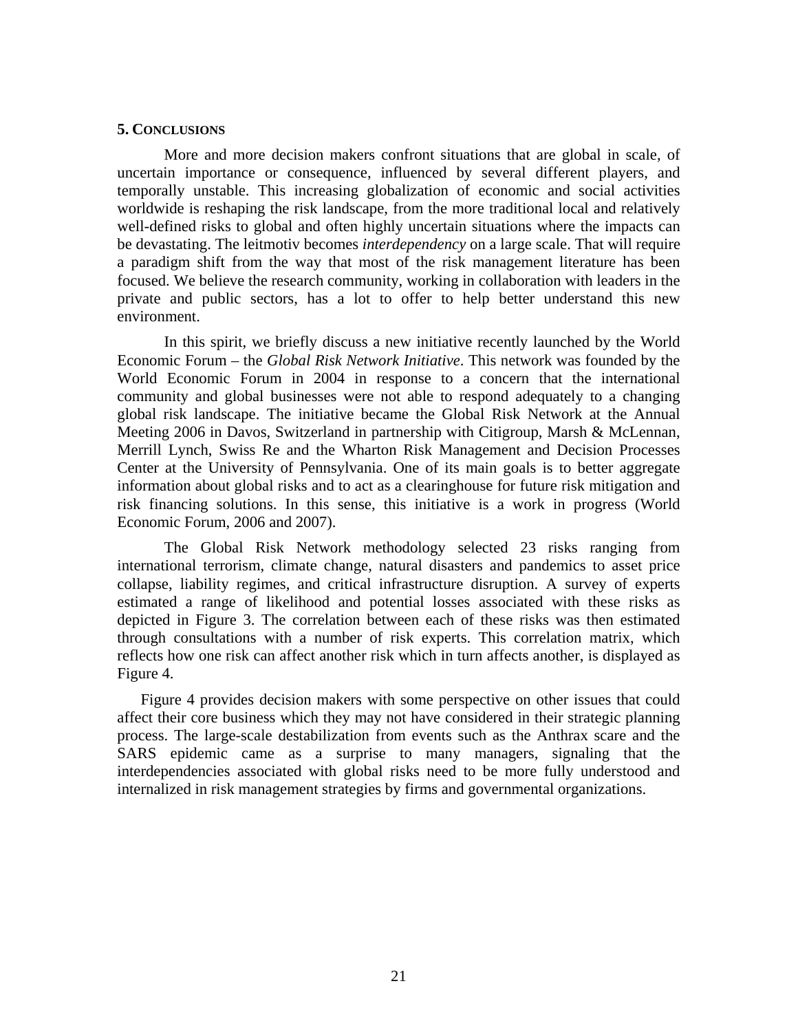## 5. CONCLUSIONS

More and more decision makers confront situations that are global in scale, of uncertain importance or consequence, influenced by several different players, and temporally unstable. This increasing globalization of economic and social activities worldwide is reshaping the risk landscape, from the more traditional local and relatively well-defined risks to global and often highly uncertain situations where the impacts can be devastating. The leitmotiv becomes *interdependency* on a large scale. That will require a paradigm shift from the way that most of the risk management literature has been focused. We believe the research community, working in collaboration with leaders in the private and public sectors, has a lot to offer to help better understand this new environment.

In this spirit, we briefly discuss a new initiative recently launched by the World Economic Forum – the *Global Risk Network Initiative*. This network was founded by the World Economic Forum in 2004 in response to a concern that the international community and global businesses were not able to respond adequately to a changing global risk landscape. The initiative became the Global Risk Network at the Annual Meeting 2006 in Davos, Switzerland in partnership with Citigroup, Marsh & McLennan, Merrill Lynch, Swiss Re and the Wharton Risk Management and Decision Processes Center at the University of Pennsylvania. One of its main goals is to better aggregate information about global risks and to act as a clearinghouse for future risk mitigation and risk financing solutions. In this sense, this initiative is a work in progress (World Economic Forum, 2006 and 2007).

The Global Risk Network methodology selected 23 risks ranging from international terrorism, climate change, natural disasters and pandemics to asset price collapse, liability regimes, and critical infrastructure disruption. A survey of experts estimated a range of likelihood and potential losses associated with these risks as depicted in Figure 3. The correlation between each of these risks was then estimated through consultations with a number of risk experts. This correlation matrix, which reflects how one risk can affect another risk which in turn affects another, is displayed as Figure 4.

Figure 4 provides decision makers with some perspective on other issues that could affect their core business which they may not have considered in their strategic planning process. The large-scale destabilization from events such as the Anthrax scare and the SARS epidemic came as a surprise to many managers, signaling that the interdependencies associated with global risks need to be more fully understood and internalized in risk management strategies by firms and governmental organizations.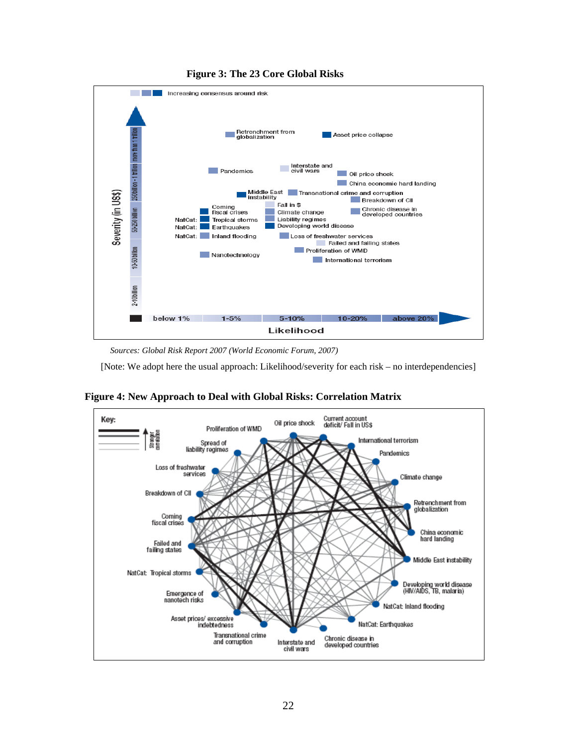**Figure 3: The 23 Core Global Risks**

*Sources: Global Risk Report 2007 (World Economic Forum, 2007)*

[Note: We adopt here the usual approach: Likelihood/severity for each risk – no interdependencies]

**Figure 4: New Approach to Deal with Global Risks: Correlation Matrix**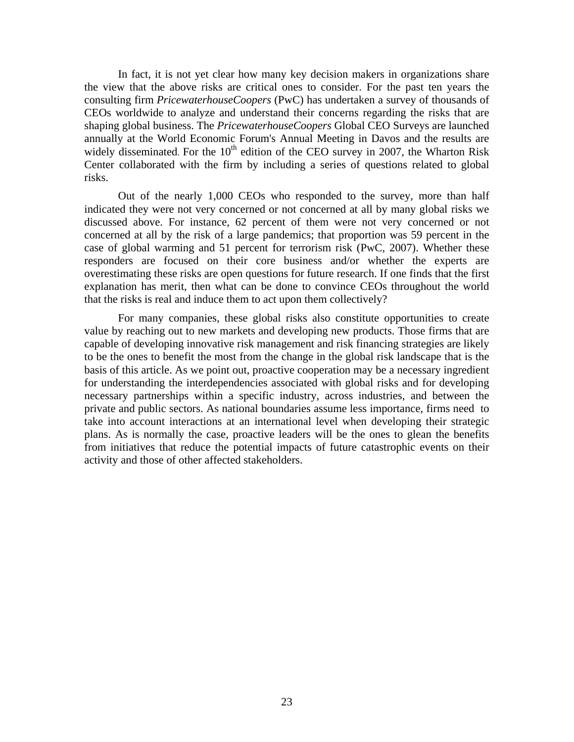In fact, it is not yet clear how many key decision makers in organizations share the view that the above risks are critical ones to consider. For the past ten years the consulting firm *PricewaterhouseCoopers* (PwC) has undertaken a survey of thousands of CEOs worldwide to analyze and understand their concerns regarding the risks that are shaping global business. The *PricewaterhouseCoopers* Global CEO Surveys are launched annually at the World Economic Forum's Annual Meeting in Davos and the results are widely disseminated. For the 10th edition of the CEO survey in 2007, the Wharton Risk Center collaborated with the firm by including a series of questions related to global risks.

Out of the nearly 1,000 CEOs who responded to the survey, more than half indicated they were not very concerned or not concerned at all by many global risks we discussed above. For instance, 62 percent of them were not very concerned or not concerned at all by the risk of a large pandemics; that proportion was 59 percent in the case of global warming and 51 percent for terrorism risk (PwC, 2007). Whether these responders are focused on their core business and/or whether the experts are overestimating these risks are open questions for future research. If one finds that the first explanation has merit, then what can be done to convince CEOs throughout the world that the risks is real and induce them to act upon them collectively?

For many companies, these global risks also constitute opportunities to create value by reaching out to new markets and developing new products. Those firms that are capable of developing innovative risk management and risk financing strategies are likely to be the ones to benefit the most from the change in the global risk landscape that is the basis of this article. As we point out, proactive cooperation may be a necessary ingredient for understanding the interdependencies associated with global risks and for developing necessary partnerships within a specific industry, across industries, and between the private and public sectors. As national boundaries assume less importance, firms need to take into account interactions at an international level when developing their strategic plans. As is normally the case, proactive leaders will be the ones to glean the benefits from initiatives that reduce the potential impacts of future catastrophic events on their activity and those of other affected stakeholders.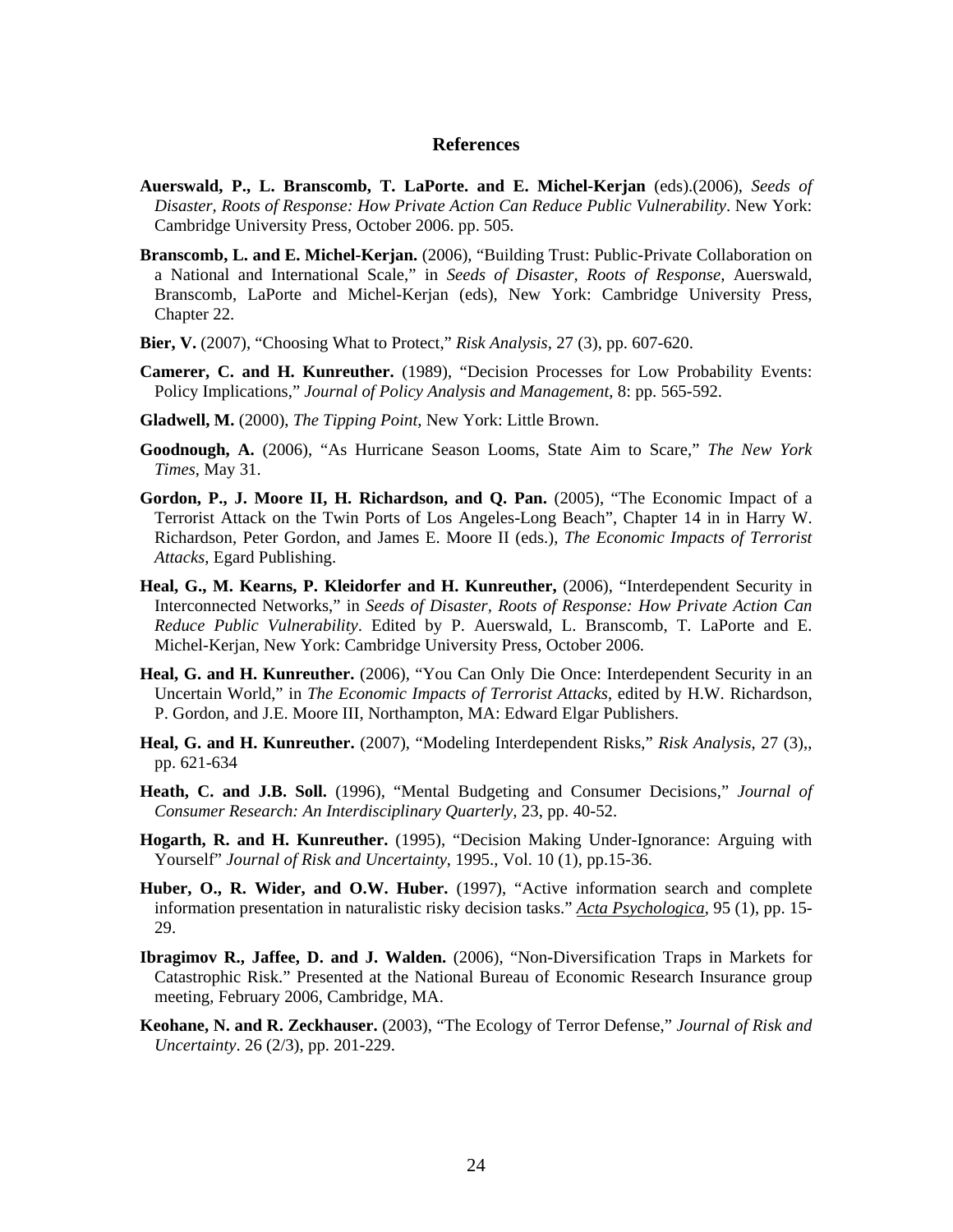## References

**Auerswald, P., L. Branscomb, T. LaPorte. and E. Michel-Kerjan** (eds).(2006), *Seeds of Disaster, Roots of Response: How Private Action Can Reduce Public Vulnerability*. New York: Cambridge University Press, October 2006. pp. 505.

**Branscomb, L. and E. Michel-Kerjan.** (2006), "Building Trust: Public-Private Collaboration on a National and International Scale," in *Seeds of Disaster, Roots of Response*, Auerswald, Branscomb, LaPorte and Michel-Kerjan (eds), New York: Cambridge University Press, Chapter 22.

**Bier, V.** (2007), "Choosing What to Protect," *Risk Analysis*, 27 (3), pp. 607-620.

**Camerer, C. and H. Kunreuther.** (1989), "Decision Processes for Low Probability Events: Policy Implications," *Journal of Policy Analysis and Management*, 8: pp. 565-592.

**Gladwell, M.** (2000), *The Tipping Point*, New York: Little Brown.

**Goodnough, A.** (2006), "As Hurricane Season Looms, State Aim to Scare," *The New York Times*, May 31.

**Gordon, P., J. Moore II, H. Richardson, and Q. Pan.** (2005), "The Economic Impact of a Terrorist Attack on the Twin Ports of Los Angeles-Long Beach", Chapter 14 in in Harry W. Richardson, Peter Gordon, and James E. Moore II (eds.), *The Economic Impacts of Terrorist Attacks*, Egard Publishing.

**Heal, G., M. Kearns, P. Kleidorfer and H. Kunreuther,** (2006), "Interdependent Security in Interconnected Networks," in *Seeds of Disaster, Roots of Response: How Private Action Can Reduce Public Vulnerability*. Edited by P. Auerswald, L. Branscomb, T. LaPorte and E. Michel-Kerjan, New York: Cambridge University Press, October 2006.

**Heal, G. and H. Kunreuther.** (2006), "You Can Only Die Once: Interdependent Security in an Uncertain World," in *The Economic Impacts of Terrorist Attacks*, edited by H.W. Richardson, P. Gordon, and J.E. Moore III, Northampton, MA: Edward Elgar Publishers.

**Heal, G. and H. Kunreuther.** (2007), "Modeling Interdependent Risks," *Risk Analysis*, 27 (3),, pp. 621-634

**Heath, C. and J.B. Soll.** (1996), "Mental Budgeting and Consumer Decisions," *Journal of Consumer Research: An Interdisciplinary Quarterly*, 23, pp. 40-52.

**Hogarth, R. and H. Kunreuther.** (1995), "Decision Making Under-Ignorance: Arguing with Yourself" *Journal of Risk and Uncertainty*, 1995., Vol. 10 (1), pp.15-36.

**Huber, O., R. Wider, and O.W. Huber.** (1997), "Active information search and complete information presentation in naturalistic risky decision tasks." *Acta Psychologica*, 95 (1), pp. 15-29.

**Ibragimov R., Jaffee, D. and J. Walden.** (2006), "Non-Diversification Traps in Markets for Catastrophic Risk." Presented at the National Bureau of Economic Research Insurance group meeting, February 2006, Cambridge, MA.

**Keohane, N. and R. Zeckhauser.** (2003), "The Ecology of Terror Defense," *Journal of Risk and Uncertainty*. 26 (2/3), pp. 201-229.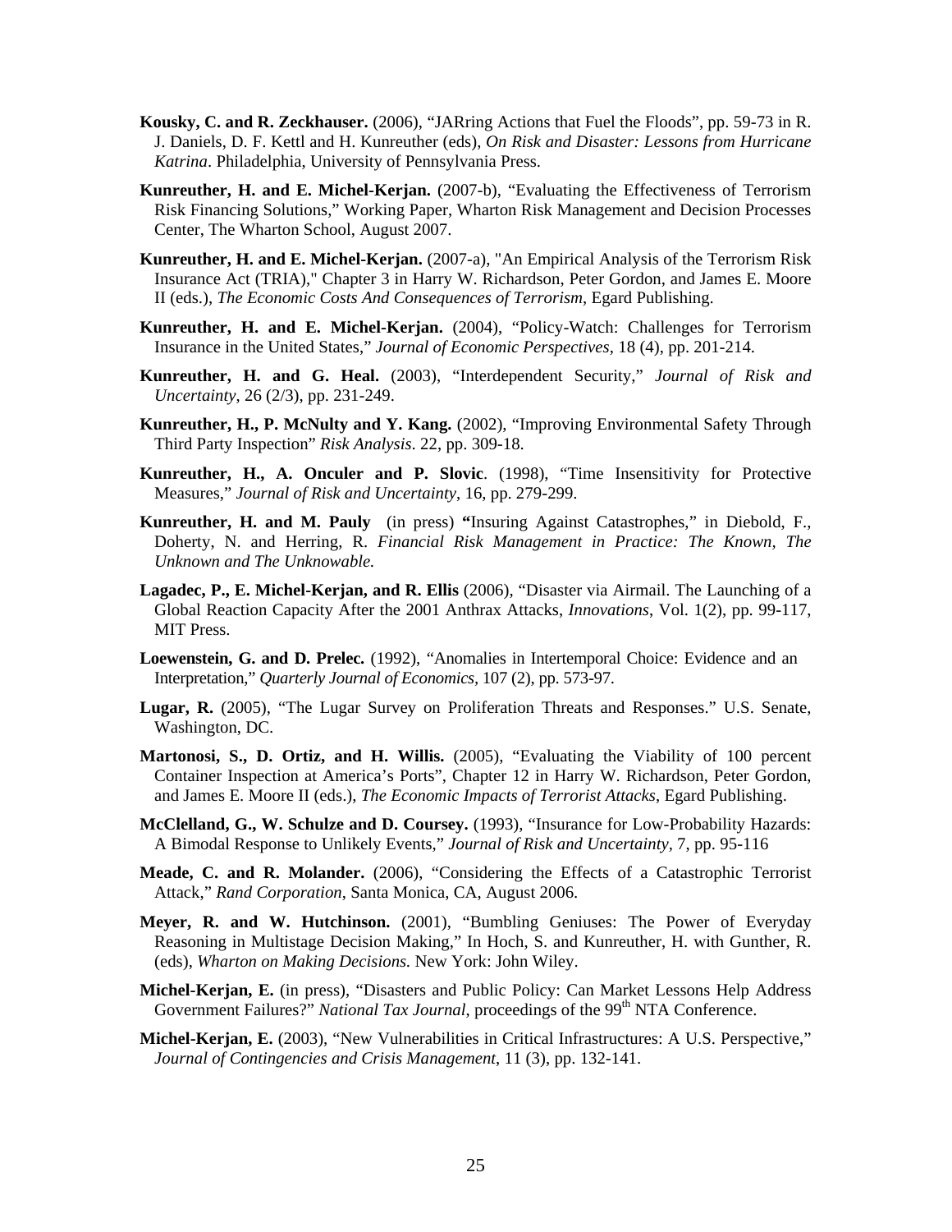**Kousky, C. and R. Zeckhauser.** (2006), "JARring Actions that Fuel the Floods", pp. 59-73 in R. J. Daniels, D. F. Kettl and H. Kunreuther (eds), *On Risk and Disaster: Lessons from Hurricane Katrina*. Philadelphia, University of Pennsylvania Press.

**Kunreuther, H. and E. Michel-Kerjan.** (2007-b), "Evaluating the Effectiveness of Terrorism Risk Financing Solutions," Working Paper, Wharton Risk Management and Decision Processes Center, The Wharton School, August 2007.

**Kunreuther, H. and E. Michel-Kerjan.** (2007-a), "An Empirical Analysis of the Terrorism Risk Insurance Act (TRIA)," Chapter 3 in Harry W. Richardson, Peter Gordon, and James E. Moore II (eds.), *The Economic Costs And Consequences of Terrorism*, Egard Publishing.

**Kunreuther, H. and E. Michel-Kerjan.** (2004), "Policy-Watch: Challenges for Terrorism Insurance in the United States," *Journal of Economic Perspectives*, 18 (4), pp. 201-214.

**Kunreuther, H. and G. Heal.** (2003), "Interdependent Security," *Journal of Risk and Uncertainty*, 26 (2/3), pp. 231-249.

**Kunreuther, H., P. McNulty and Y. Kang.** (2002), "Improving Environmental Safety Through Third Party Inspection" *Risk Analysis*. 22, pp. 309-18.

**Kunreuther, H., A. Onculer and P. Slovic**. (1998), "Time Insensitivity for Protective Measures," *Journal of Risk and Uncertainty*, 16, pp. 279-299.

**Kunreuther, H. and M. Pauly** (in press) **"**Insuring Against Catastrophes," in Diebold, F., Doherty, N. and Herring, R. *Financial Risk Management in Practice: The Known, The Unknown and The Unknowable.*

**Lagadec, P., E. Michel-Kerjan, and R. Ellis** (2006), "Disaster via Airmail. The Launching of a Global Reaction Capacity After the 2001 Anthrax Attacks, *Innovations*, Vol. 1(2), pp. 99-117, MIT Press.

**Loewenstein, G. and D. Prelec.** (1992), "Anomalies in Intertemporal Choice: Evidence and an Interpretation," *Quarterly Journal of Economics*, 107 (2), pp. 573-97.

**Lugar, R.** (2005), "The Lugar Survey on Proliferation Threats and Responses." U.S. Senate, Washington, DC.

**Martonosi, S., D. Ortiz, and H. Willis.** (2005), "Evaluating the Viability of 100 percent Container Inspection at America's Ports", Chapter 12 in Harry W. Richardson, Peter Gordon, and James E. Moore II (eds.), *The Economic Impacts of Terrorist Attacks*, Egard Publishing.

**McClelland, G., W. Schulze and D. Coursey.** (1993), "Insurance for Low-Probability Hazards: A Bimodal Response to Unlikely Events," *Journal of Risk and Uncertainty*, 7, pp. 95-116

**Meade, C. and R. Molander.** (2006), "Considering the Effects of a Catastrophic Terrorist Attack," *Rand Corporation*, Santa Monica, CA, August 2006.

**Meyer, R. and W. Hutchinson.** (2001), "Bumbling Geniuses: The Power of Everyday Reasoning in Multistage Decision Making," In Hoch, S. and Kunreuther, H. with Gunther, R. (eds), *Wharton on Making Decisions.* New York: John Wiley.

**Michel-Kerjan, E.** (in press), "Disasters and Public Policy: Can Market Lessons Help Address Government Failures?" *National Tax Journal*, proceedings of the 99th NTA Conference.

**Michel-Kerjan, E.** (2003), "New Vulnerabilities in Critical Infrastructures: A U.S. Perspective," *Journal of Contingencies and Crisis Management*, 11 (3), pp. 132-141.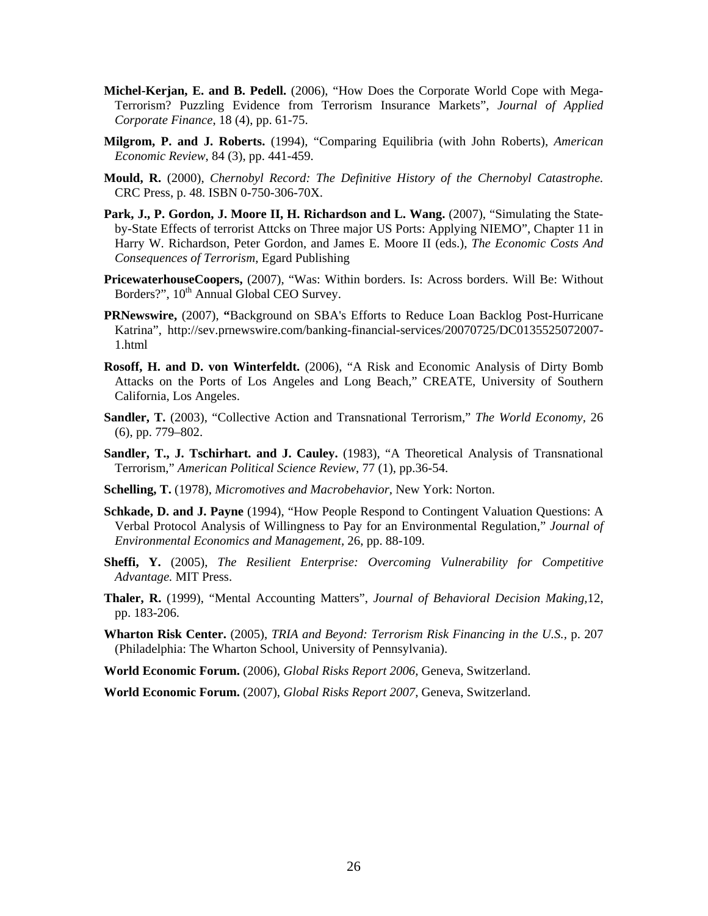**Michel-Kerjan, E. and B. Pedell.** (2006), "How Does the Corporate World Cope with Mega-Terrorism? Puzzling Evidence from Terrorism Insurance Markets", *Journal of Applied Corporate Finance*, 18 (4), pp. 61-75.

**Milgrom, P. and J. Roberts.** (1994), "Comparing Equilibria (with John Roberts), *American Economic Review*, 84 (3), pp. 441-459.

**Mould, R.** (2000), *Chernobyl Record: The Definitive History of the Chernobyl Catastrophe.* CRC Press, p. 48. ISBN 0-750-306-70X.

**Park, J., P. Gordon, J. Moore II, H. Richardson and L. Wang.** (2007), "Simulating the State-by-State Effects of terrorist Attcks on Three major US Ports: Applying NIEMO", Chapter 11 in Harry W. Richardson, Peter Gordon, and James E. Moore II (eds.), *The Economic Costs And Consequences of Terrorism*, Egard Publishing

**PricewaterhouseCoopers,** (2007), "Was: Within borders. Is: Across borders. Will Be: Without Borders?", 10th Annual Global CEO Survey.

**PRNewswire,** (2007), **"**Background on SBA's Efforts to Reduce Loan Backlog Post-Hurricane Katrina", http://sev.prnewswire.com/banking-financial-services/20070725/DC0135525072007-1.html

**Rosoff, H. and D. von Winterfeldt.** (2006), "A Risk and Economic Analysis of Dirty Bomb Attacks on the Ports of Los Angeles and Long Beach," CREATE, University of Southern California, Los Angeles.

**Sandler, T.** (2003), "Collective Action and Transnational Terrorism," *The World Economy,* 26 (6), pp. 779–802.

**Sandler, T., J. Tschirhart. and J. Cauley.** (1983), "A Theoretical Analysis of Transnational Terrorism," *American Political Science Review*, 77 (1), pp.36-54.

**Schelling, T.** (1978), *Micromotives and Macrobehavior*, New York: Norton.

**Schkade, D. and J. Payne** (1994), "How People Respond to Contingent Valuation Questions: A Verbal Protocol Analysis of Willingness to Pay for an Environmental Regulation," *Journal of Environmental Economics and Management*, 26, pp. 88-109.

**Sheffi, Y.** (2005), *The Resilient Enterprise: Overcoming Vulnerability for Competitive Advantage.* MIT Press.

**Thaler, R.** (1999), "Mental Accounting Matters", *Journal of Behavioral Decision Making,*12, pp. 183-206.

**Wharton Risk Center.** (2005), *TRIA and Beyond: Terrorism Risk Financing in the U.S.*, p. 207 (Philadelphia: The Wharton School, University of Pennsylvania).

**World Economic Forum.** (2006), *Global Risks Report 2006*, Geneva, Switzerland.

**World Economic Forum.** (2007), *Global Risks Report 2007*, Geneva, Switzerland.